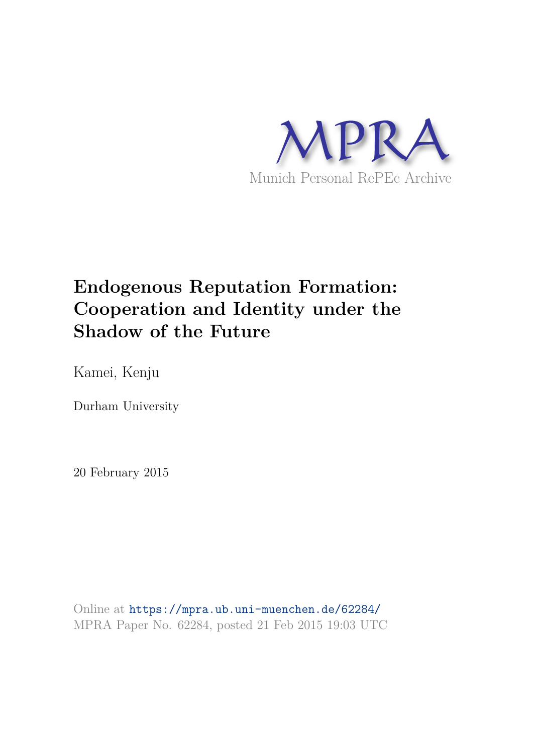MPRA

Munich Personal RePEc Archive

# Endogenous Reputation Formation: Cooperation and Identity under the Shadow of the Future

Kamei, Kenju

Durham University

20 February 2015

Online at https://mpra.ub.uni-muenchen.de/62284/
MPRA Paper No. 62284, posted 21 Feb 2015 19:03 UTC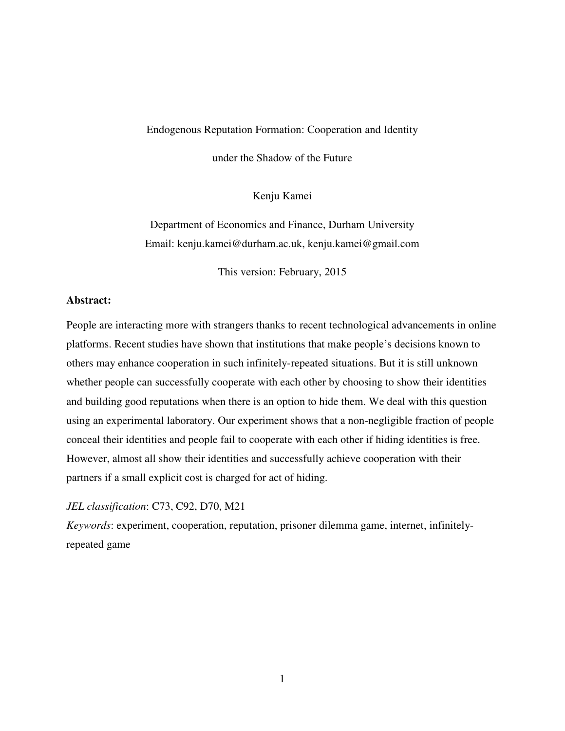Endogenous Reputation Formation: Cooperation and Identity

under the Shadow of the Future

Kenju Kamei

Department of Economics and Finance, Durham University
Email: kenju.kamei@durham.ac.uk, kenju.kamei@gmail.com

This version: February, 2015

**Abstract:**

People are interacting more with strangers thanks to recent technological advancements in online platforms. Recent studies have shown that institutions that make people's decisions known to others may enhance cooperation in such infinitely-repeated situations. But it is still unknown whether people can successfully cooperate with each other by choosing to show their identities and building good reputations when there is an option to hide them. We deal with this question using an experimental laboratory. Our experiment shows that a non-negligible fraction of people conceal their identities and people fail to cooperate with each other if hiding identities is free. However, almost all show their identities and successfully achieve cooperation with their partners if a small explicit cost is charged for act of hiding.

*JEL classification*: C73, C92, D70, M21

*Keywords*: experiment, cooperation, reputation, prisoner dilemma game, internet, infinitely-repeated game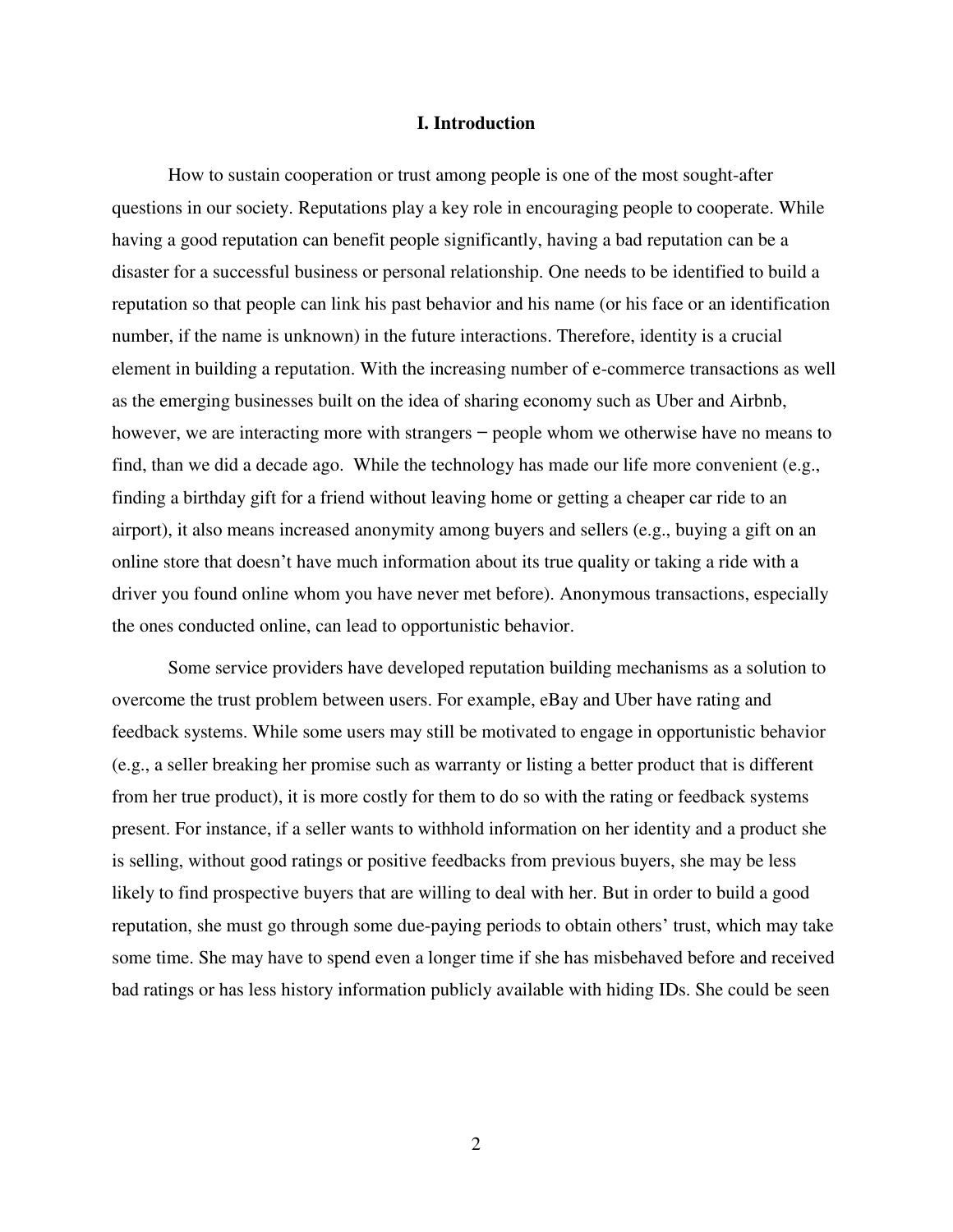## I. Introduction

How to sustain cooperation or trust among people is one of the most sought-after questions in our society. Reputations play a key role in encouraging people to cooperate. While having a good reputation can benefit people significantly, having a bad reputation can be a disaster for a successful business or personal relationship. One needs to be identified to build a reputation so that people can link his past behavior and his name (or his face or an identification number, if the name is unknown) in the future interactions. Therefore, identity is a crucial element in building a reputation. With the increasing number of e-commerce transactions as well as the emerging businesses built on the idea of sharing economy such as Uber and Airbnb, however, we are interacting more with strangers − people whom we otherwise have no means to find, than we did a decade ago. While the technology has made our life more convenient (e.g., finding a birthday gift for a friend without leaving home or getting a cheaper car ride to an airport), it also means increased anonymity among buyers and sellers (e.g., buying a gift on an online store that doesn't have much information about its true quality or taking a ride with a driver you found online whom you have never met before). Anonymous transactions, especially the ones conducted online, can lead to opportunistic behavior.

Some service providers have developed reputation building mechanisms as a solution to overcome the trust problem between users. For example, eBay and Uber have rating and feedback systems. While some users may still be motivated to engage in opportunistic behavior (e.g., a seller breaking her promise such as warranty or listing a better product that is different from her true product), it is more costly for them to do so with the rating or feedback systems present. For instance, if a seller wants to withhold information on her identity and a product she is selling, without good ratings or positive feedbacks from previous buyers, she may be less likely to find prospective buyers that are willing to deal with her. But in order to build a good reputation, she must go through some due-paying periods to obtain others' trust, which may take some time. She may have to spend even a longer time if she has misbehaved before and received bad ratings or has less history information publicly available with hiding IDs. She could be seen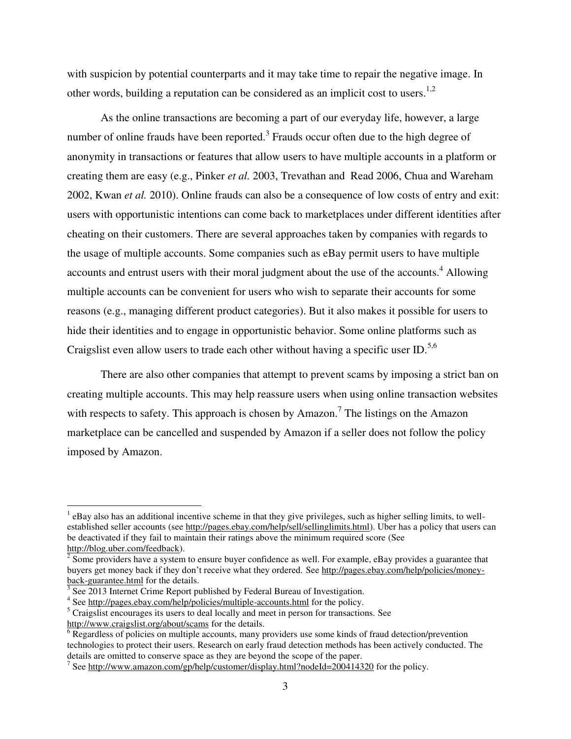with suspicion by potential counterparts and it may take time to repair the negative image. In other words, building a reputation can be considered as an implicit cost to users.[1,2]

As the online transactions are becoming a part of our everyday life, however, a large number of online frauds have been reported.[3] Frauds occur often due to the high degree of anonymity in transactions or features that allow users to have multiple accounts in a platform or creating them are easy (e.g., Pinker *et al.* 2003, Trevathan and Read 2006, Chua and Wareham 2002, Kwan *et al.* 2010). Online frauds can also be a consequence of low costs of entry and exit: users with opportunistic intentions can come back to marketplaces under different identities after cheating on their customers. There are several approaches taken by companies with regards to the usage of multiple accounts. Some companies such as eBay permit users to have multiple accounts and entrust users with their moral judgment about the use of the accounts.[4] Allowing multiple accounts can be convenient for users who wish to separate their accounts for some reasons (e.g., managing different product categories). But it also makes it possible for users to hide their identities and to engage in opportunistic behavior. Some online platforms such as Craigslist even allow users to trade each other without having a specific user ID.[5,6]

There are also other companies that attempt to prevent scams by imposing a strict ban on creating multiple accounts. This may help reassure users when using online transaction websites with respects to safety. This approach is chosen by Amazon.[7] The listings on the Amazon marketplace can be cancelled and suspended by Amazon if a seller does not follow the policy imposed by Amazon.

---

[1] eBay also has an additional incentive scheme in that they give privileges, such as higher selling limits, to well-established seller accounts (see http://pages.ebay.com/help/sell/sellinglimits.html). Uber has a policy that users can be deactivated if they fail to maintain their ratings above the minimum required score (See http://blog.uber.com/feedback).

[2] Some providers have a system to ensure buyer confidence as well. For example, eBay provides a guarantee that buyers get money back if they don't receive what they ordered. See http://pages.ebay.com/help/policies/money-back-guarantee.html for the details.

[3] See 2013 Internet Crime Report published by Federal Bureau of Investigation.

[4] See http://pages.ebay.com/help/policies/multiple-accounts.html for the policy.

[5] Craigslist encourages its users to deal locally and meet in person for transactions. See http://www.craigslist.org/about/scams for the details.

[6] Regardless of policies on multiple accounts, many providers use some kinds of fraud detection/prevention technologies to protect their users. Research on early fraud detection methods has been actively conducted. The details are omitted to conserve space as they are beyond the scope of the paper.

[7] See http://www.amazon.com/gp/help/customer/display.html?nodeId=200414320 for the policy.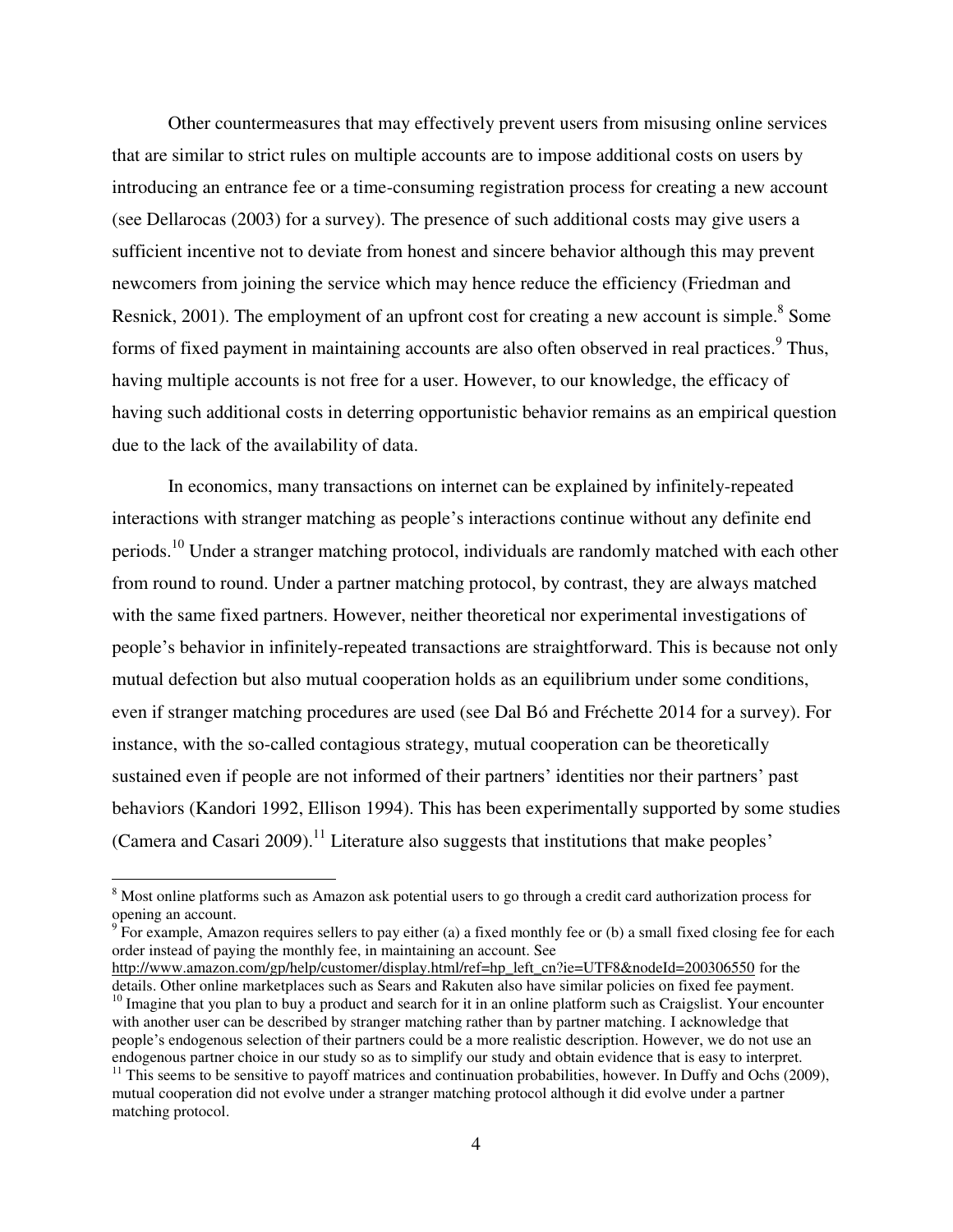Other countermeasures that may effectively prevent users from misusing online services that are similar to strict rules on multiple accounts are to impose additional costs on users by introducing an entrance fee or a time-consuming registration process for creating a new account (see Dellarocas (2003) for a survey). The presence of such additional costs may give users a sufficient incentive not to deviate from honest and sincere behavior although this may prevent newcomers from joining the service which may hence reduce the efficiency (Friedman and Resnick, 2001). The employment of an upfront cost for creating a new account is simple.[8] Some forms of fixed payment in maintaining accounts are also often observed in real practices.[9] Thus, having multiple accounts is not free for a user. However, to our knowledge, the efficacy of having such additional costs in deterring opportunistic behavior remains as an empirical question due to the lack of the availability of data.

In economics, many transactions on internet can be explained by infinitely-repeated interactions with stranger matching as people's interactions continue without any definite end periods.[10] Under a stranger matching protocol, individuals are randomly matched with each other from round to round. Under a partner matching protocol, by contrast, they are always matched with the same fixed partners. However, neither theoretical nor experimental investigations of people's behavior in infinitely-repeated transactions are straightforward. This is because not only mutual defection but also mutual cooperation holds as an equilibrium under some conditions, even if stranger matching procedures are used (see Dal Bó and Fréchette 2014 for a survey). For instance, with the so-called contagious strategy, mutual cooperation can be theoretically sustained even if people are not informed of their partners' identities nor their partners' past behaviors (Kandori 1992, Ellison 1994). This has been experimentally supported by some studies (Camera and Casari 2009).[11] Literature also suggests that institutions that make peoples'

---

[8] Most online platforms such as Amazon ask potential users to go through a credit card authorization process for opening an account.

[9] For example, Amazon requires sellers to pay either (a) a fixed monthly fee or (b) a small fixed closing fee for each order instead of paying the monthly fee, in maintaining an account. See http://www.amazon.com/gp/help/customer/display.html/ref=hp_left_cn?ie=UTF8&nodeId=200306550 for the details. Other online marketplaces such as Sears and Rakuten also have similar policies on fixed fee payment.

[10] Imagine that you plan to buy a product and search for it in an online platform such as Craigslist. Your encounter with another user can be described by stranger matching rather than by partner matching. I acknowledge that people's endogenous selection of their partners could be a more realistic description. However, we do not use an endogenous partner choice in our study so as to simplify our study and obtain evidence that is easy to interpret.

[11] This seems to be sensitive to payoff matrices and continuation probabilities, however. In Duffy and Ochs (2009), mutual cooperation did not evolve under a stranger matching protocol although it did evolve under a partner matching protocol.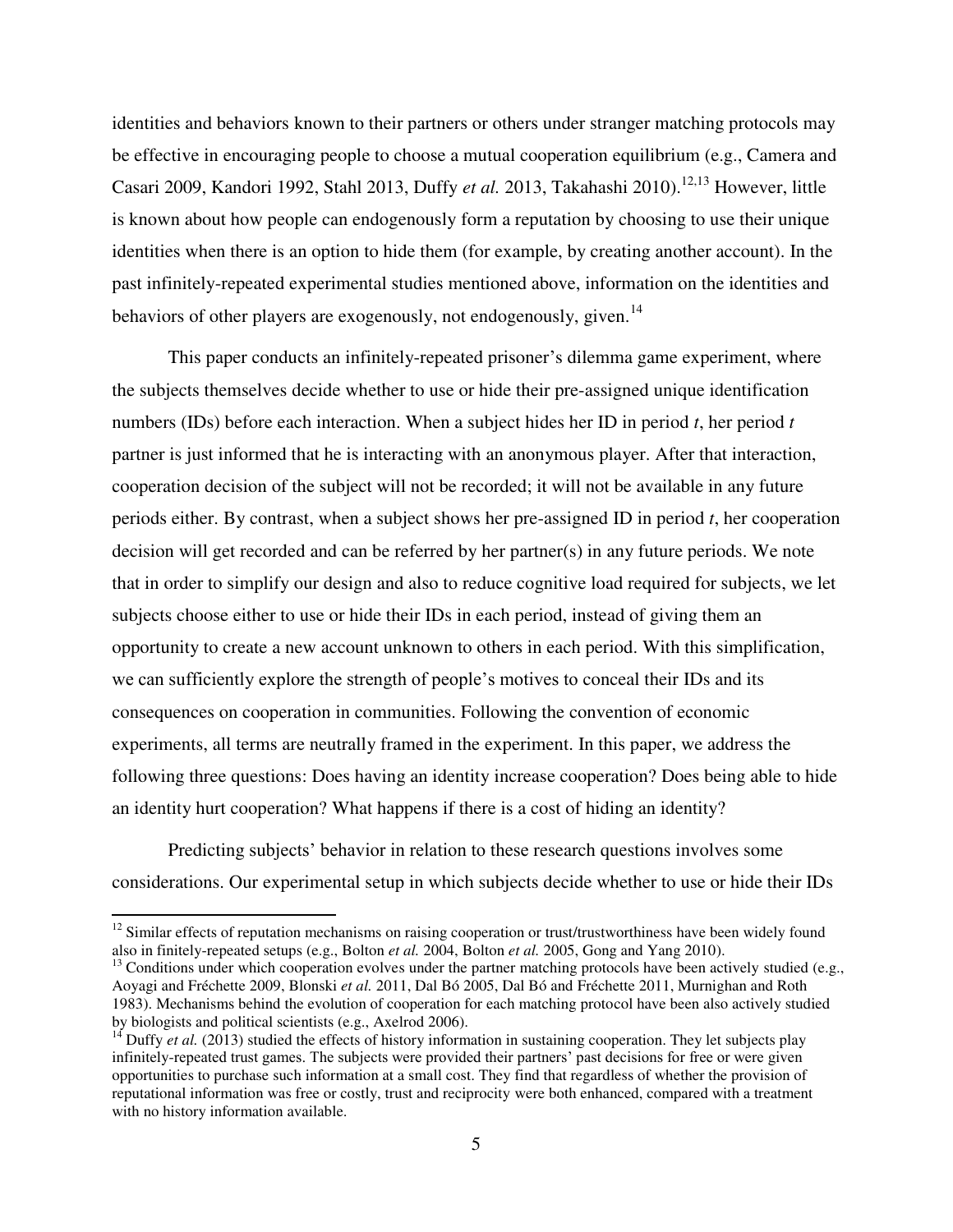identities and behaviors known to their partners or others under stranger matching protocols may be effective in encouraging people to choose a mutual cooperation equilibrium (e.g., Camera and Casari 2009, Kandori 1992, Stahl 2013, Duffy *et al.* 2013, Takahashi 2010).[12,13] However, little is known about how people can endogenously form a reputation by choosing to use their unique identities when there is an option to hide them (for example, by creating another account). In the past infinitely-repeated experimental studies mentioned above, information on the identities and behaviors of other players are exogenously, not endogenously, given.[14]

This paper conducts an infinitely-repeated prisoner's dilemma game experiment, where the subjects themselves decide whether to use or hide their pre-assigned unique identification numbers (IDs) before each interaction. When a subject hides her ID in period *t*, her period *t* partner is just informed that he is interacting with an anonymous player. After that interaction, cooperation decision of the subject will not be recorded; it will not be available in any future periods either. By contrast, when a subject shows her pre-assigned ID in period *t*, her cooperation decision will get recorded and can be referred by her partner(s) in any future periods. We note that in order to simplify our design and also to reduce cognitive load required for subjects, we let subjects choose either to use or hide their IDs in each period, instead of giving them an opportunity to create a new account unknown to others in each period. With this simplification, we can sufficiently explore the strength of people's motives to conceal their IDs and its consequences on cooperation in communities. Following the convention of economic experiments, all terms are neutrally framed in the experiment. In this paper, we address the following three questions: Does having an identity increase cooperation? Does being able to hide an identity hurt cooperation? What happens if there is a cost of hiding an identity?

Predicting subjects' behavior in relation to these research questions involves some considerations. Our experimental setup in which subjects decide whether to use or hide their IDs

---

[12] Similar effects of reputation mechanisms on raising cooperation or trust/trustworthiness have been widely found also in finitely-repeated setups (e.g., Bolton *et al.* 2004, Bolton *et al.* 2005, Gong and Yang 2010).

[13] Conditions under which cooperation evolves under the partner matching protocols have been actively studied (e.g., Aoyagi and Fréchette 2009, Blonski *et al.* 2011, Dal Bó 2005, Dal Bó and Fréchette 2011, Murnighan and Roth 1983). Mechanisms behind the evolution of cooperation for each matching protocol have been also actively studied by biologists and political scientists (e.g., Axelrod 2006).

[14] Duffy *et al.* (2013) studied the effects of history information in sustaining cooperation. They let subjects play infinitely-repeated trust games. The subjects were provided their partners' past decisions for free or were given opportunities to purchase such information at a small cost. They find that regardless of whether the provision of reputational information was free or costly, trust and reciprocity were both enhanced, compared with a treatment with no history information available.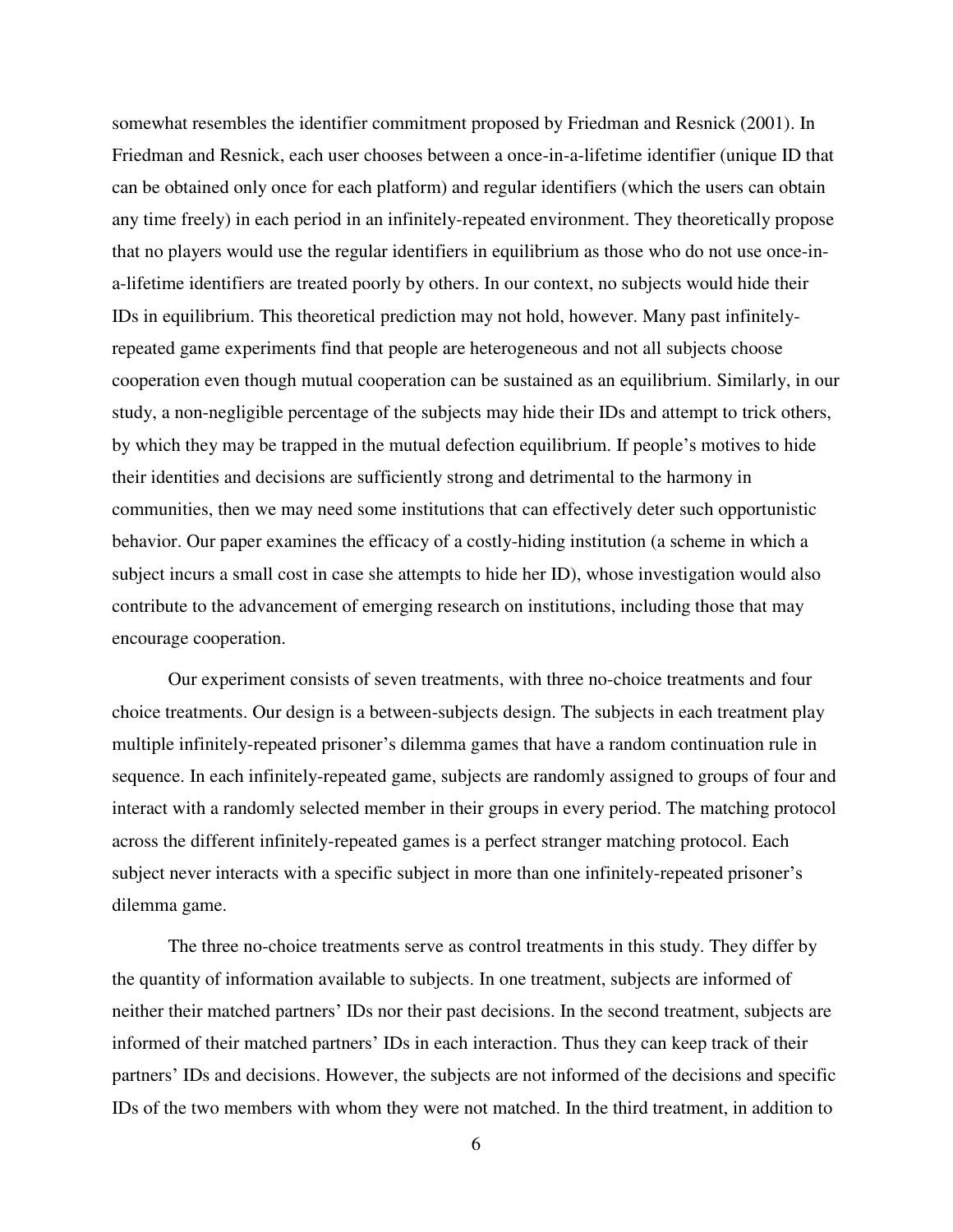somewhat resembles the identifier commitment proposed by Friedman and Resnick (2001). In Friedman and Resnick, each user chooses between a once-in-a-lifetime identifier (unique ID that can be obtained only once for each platform) and regular identifiers (which the users can obtain any time freely) in each period in an infinitely-repeated environment. They theoretically propose that no players would use the regular identifiers in equilibrium as those who do not use once-in-a-lifetime identifiers are treated poorly by others. In our context, no subjects would hide their IDs in equilibrium. This theoretical prediction may not hold, however. Many past infinitely-repeated game experiments find that people are heterogeneous and not all subjects choose cooperation even though mutual cooperation can be sustained as an equilibrium. Similarly, in our study, a non-negligible percentage of the subjects may hide their IDs and attempt to trick others, by which they may be trapped in the mutual defection equilibrium. If people's motives to hide their identities and decisions are sufficiently strong and detrimental to the harmony in communities, then we may need some institutions that can effectively deter such opportunistic behavior. Our paper examines the efficacy of a costly-hiding institution (a scheme in which a subject incurs a small cost in case she attempts to hide her ID), whose investigation would also contribute to the advancement of emerging research on institutions, including those that may encourage cooperation.

Our experiment consists of seven treatments, with three no-choice treatments and four choice treatments. Our design is a between-subjects design. The subjects in each treatment play multiple infinitely-repeated prisoner's dilemma games that have a random continuation rule in sequence. In each infinitely-repeated game, subjects are randomly assigned to groups of four and interact with a randomly selected member in their groups in every period. The matching protocol across the different infinitely-repeated games is a perfect stranger matching protocol. Each subject never interacts with a specific subject in more than one infinitely-repeated prisoner's dilemma game.

The three no-choice treatments serve as control treatments in this study. They differ by the quantity of information available to subjects. In one treatment, subjects are informed of neither their matched partners' IDs nor their past decisions. In the second treatment, subjects are informed of their matched partners' IDs in each interaction. Thus they can keep track of their partners' IDs and decisions. However, the subjects are not informed of the decisions and specific IDs of the two members with whom they were not matched. In the third treatment, in addition to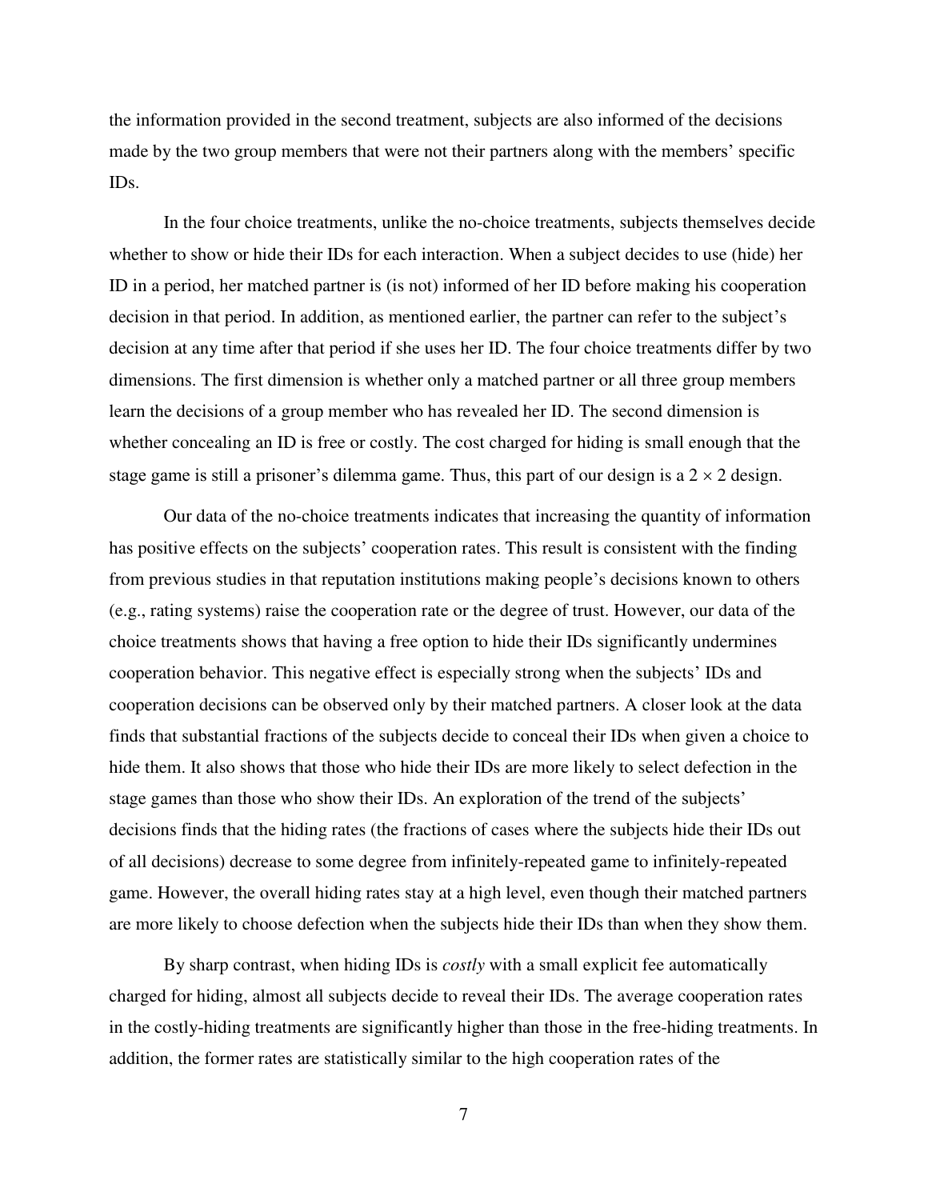the information provided in the second treatment, subjects are also informed of the decisions made by the two group members that were not their partners along with the members' specific IDs.

In the four choice treatments, unlike the no-choice treatments, subjects themselves decide whether to show or hide their IDs for each interaction. When a subject decides to use (hide) her ID in a period, her matched partner is (is not) informed of her ID before making his cooperation decision in that period. In addition, as mentioned earlier, the partner can refer to the subject's decision at any time after that period if she uses her ID. The four choice treatments differ by two dimensions. The first dimension is whether only a matched partner or all three group members learn the decisions of a group member who has revealed her ID. The second dimension is whether concealing an ID is free or costly. The cost charged for hiding is small enough that the stage game is still a prisoner's dilemma game. Thus, this part of our design is a $2 \times 2$ design.

Our data of the no-choice treatments indicates that increasing the quantity of information has positive effects on the subjects' cooperation rates. This result is consistent with the finding from previous studies in that reputation institutions making people's decisions known to others (e.g., rating systems) raise the cooperation rate or the degree of trust. However, our data of the choice treatments shows that having a free option to hide their IDs significantly undermines cooperation behavior. This negative effect is especially strong when the subjects' IDs and cooperation decisions can be observed only by their matched partners. A closer look at the data finds that substantial fractions of the subjects decide to conceal their IDs when given a choice to hide them. It also shows that those who hide their IDs are more likely to select defection in the stage games than those who show their IDs. An exploration of the trend of the subjects' decisions finds that the hiding rates (the fractions of cases where the subjects hide their IDs out of all decisions) decrease to some degree from infinitely-repeated game to infinitely-repeated game. However, the overall hiding rates stay at a high level, even though their matched partners are more likely to choose defection when the subjects hide their IDs than when they show them.

By sharp contrast, when hiding IDs is *costly* with a small explicit fee automatically charged for hiding, almost all subjects decide to reveal their IDs. The average cooperation rates in the costly-hiding treatments are significantly higher than those in the free-hiding treatments. In addition, the former rates are statistically similar to the high cooperation rates of the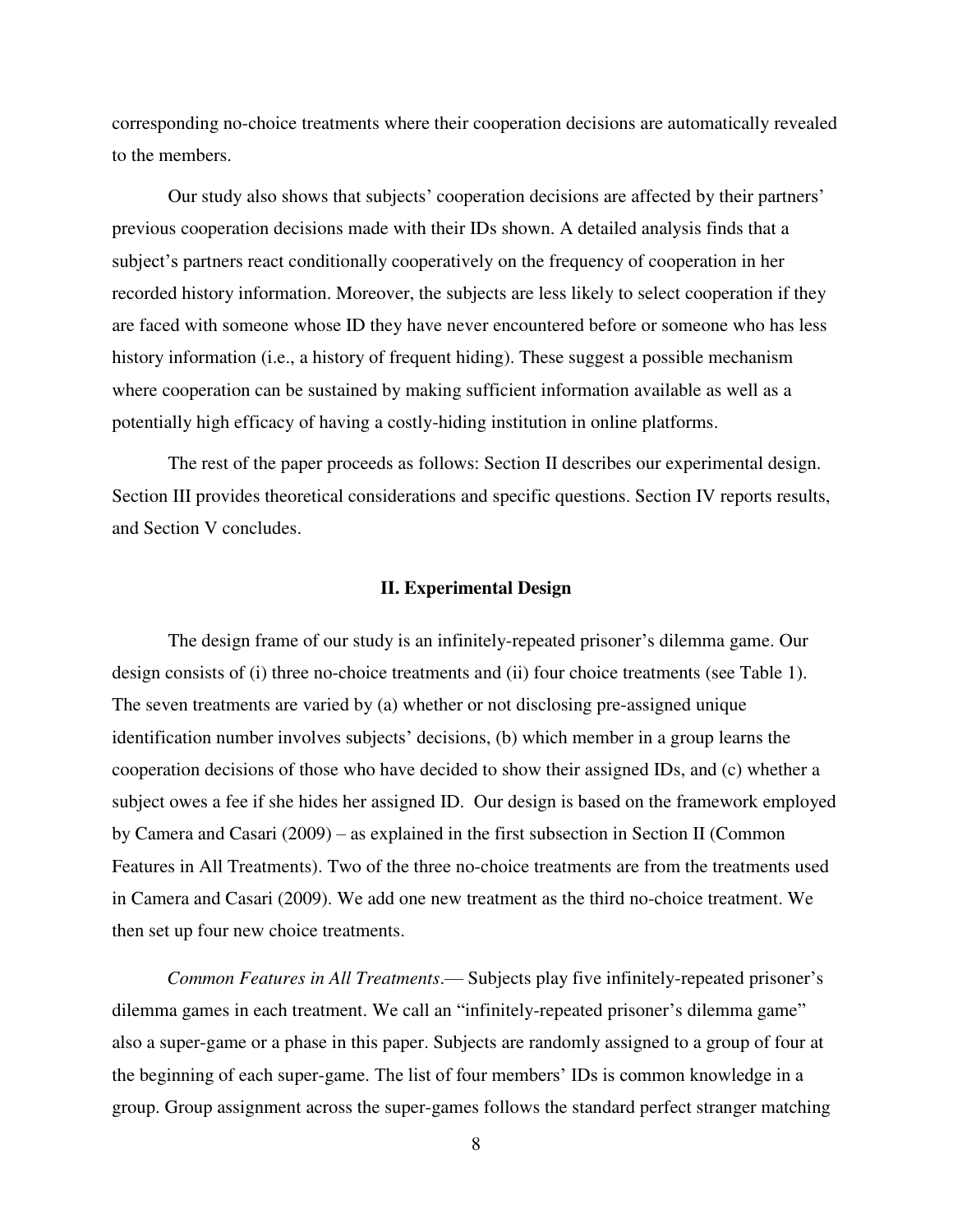corresponding no-choice treatments where their cooperation decisions are automatically revealed to the members.

Our study also shows that subjects' cooperation decisions are affected by their partners' previous cooperation decisions made with their IDs shown. A detailed analysis finds that a subject's partners react conditionally cooperatively on the frequency of cooperation in her recorded history information. Moreover, the subjects are less likely to select cooperation if they are faced with someone whose ID they have never encountered before or someone who has less history information (i.e., a history of frequent hiding). These suggest a possible mechanism where cooperation can be sustained by making sufficient information available as well as a potentially high efficacy of having a costly-hiding institution in online platforms.

The rest of the paper proceeds as follows: Section II describes our experimental design. Section III provides theoretical considerations and specific questions. Section IV reports results, and Section V concludes.

## II. Experimental Design

The design frame of our study is an infinitely-repeated prisoner's dilemma game. Our design consists of (i) three no-choice treatments and (ii) four choice treatments (see Table 1). The seven treatments are varied by (a) whether or not disclosing pre-assigned unique identification number involves subjects' decisions, (b) which member in a group learns the cooperation decisions of those who have decided to show their assigned IDs, and (c) whether a subject owes a fee if she hides her assigned ID. Our design is based on the framework employed by Camera and Casari (2009) – as explained in the first subsection in Section II (Common Features in All Treatments). Two of the three no-choice treatments are from the treatments used in Camera and Casari (2009). We add one new treatment as the third no-choice treatment. We then set up four new choice treatments.

*Common Features in All Treatments*.— Subjects play five infinitely-repeated prisoner's dilemma games in each treatment. We call an "infinitely-repeated prisoner's dilemma game" also a super-game or a phase in this paper. Subjects are randomly assigned to a group of four at the beginning of each super-game. The list of four members' IDs is common knowledge in a group. Group assignment across the super-games follows the standard perfect stranger matching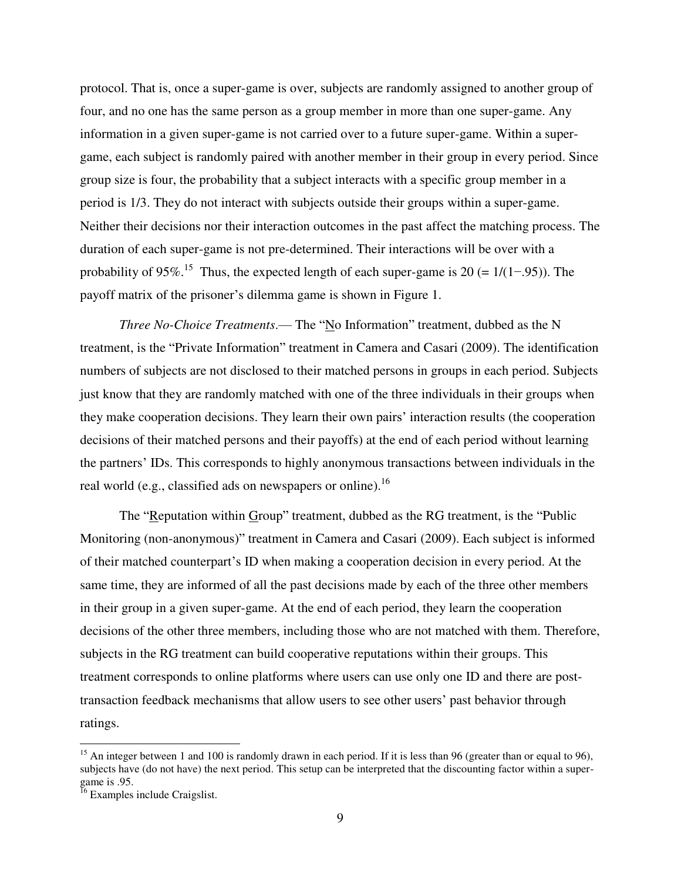protocol. That is, once a super-game is over, subjects are randomly assigned to another group of four, and no one has the same person as a group member in more than one super-game. Any information in a given super-game is not carried over to a future super-game. Within a super-game, each subject is randomly paired with another member in their group in every period. Since group size is four, the probability that a subject interacts with a specific group member in a period is 1/3. They do not interact with subjects outside their groups within a super-game. Neither their decisions nor their interaction outcomes in the past affect the matching process. The duration of each super-game is not pre-determined. Their interactions will be over with a probability of 95%.[15] Thus, the expected length of each super-game is 20 (= 1/(1−.95)). The payoff matrix of the prisoner's dilemma game is shown in Figure 1.

*Three No-Choice Treatments*.— The "No Information" treatment, dubbed as the N treatment, is the "Private Information" treatment in Camera and Casari (2009). The identification numbers of subjects are not disclosed to their matched persons in groups in each period. Subjects just know that they are randomly matched with one of the three individuals in their groups when they make cooperation decisions. They learn their own pairs' interaction results (the cooperation decisions of their matched persons and their payoffs) at the end of each period without learning the partners' IDs. This corresponds to highly anonymous transactions between individuals in the real world (e.g., classified ads on newspapers or online).[16]

The "Reputation within Group" treatment, dubbed as the RG treatment, is the "Public Monitoring (non-anonymous)" treatment in Camera and Casari (2009). Each subject is informed of their matched counterpart's ID when making a cooperation decision in every period. At the same time, they are informed of all the past decisions made by each of the three other members in their group in a given super-game. At the end of each period, they learn the cooperation decisions of the other three members, including those who are not matched with them. Therefore, subjects in the RG treatment can build cooperative reputations within their groups. This treatment corresponds to online platforms where users can use only one ID and there are post-transaction feedback mechanisms that allow users to see other users' past behavior through ratings.

---

[15] An integer between 1 and 100 is randomly drawn in each period. If it is less than 96 (greater than or equal to 96), subjects have (do not have) the next period. This setup can be interpreted that the discounting factor within a super-game is .95.

[16] Examples include Craigslist.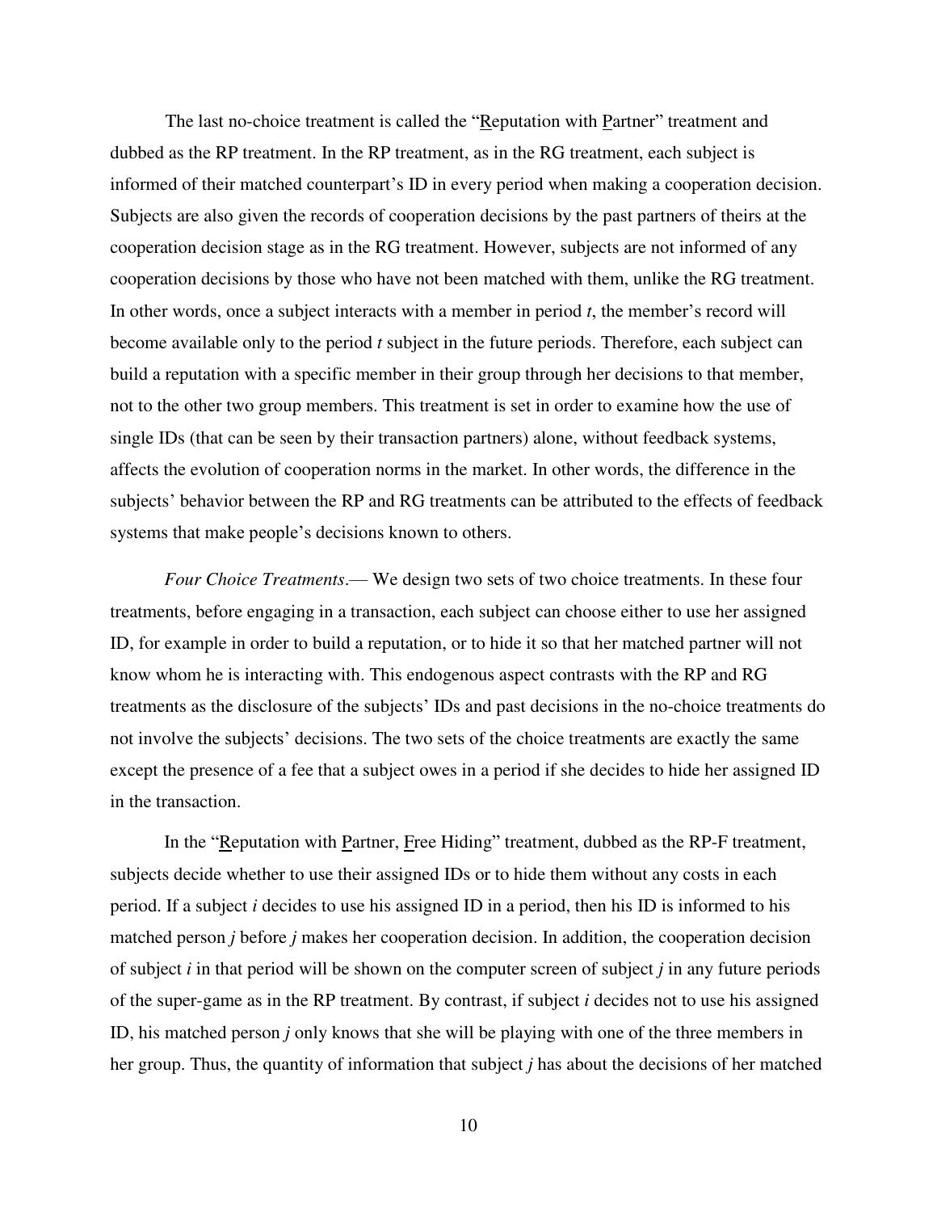The last no-choice treatment is called the "Reputation with Partner" treatment and dubbed as the RP treatment. In the RP treatment, as in the RG treatment, each subject is informed of their matched counterpart's ID in every period when making a cooperation decision. Subjects are also given the records of cooperation decisions by the past partners of theirs at the cooperation decision stage as in the RG treatment. However, subjects are not informed of any cooperation decisions by those who have not been matched with them, unlike the RG treatment. In other words, once a subject interacts with a member in period *t*, the member's record will become available only to the period *t* subject in the future periods. Therefore, each subject can build a reputation with a specific member in their group through her decisions to that member, not to the other two group members. This treatment is set in order to examine how the use of single IDs (that can be seen by their transaction partners) alone, without feedback systems, affects the evolution of cooperation norms in the market. In other words, the difference in the subjects' behavior between the RP and RG treatments can be attributed to the effects of feedback systems that make people's decisions known to others.

*Four Choice Treatments*.— We design two sets of two choice treatments. In these four treatments, before engaging in a transaction, each subject can choose either to use her assigned ID, for example in order to build a reputation, or to hide it so that her matched partner will not know whom he is interacting with. This endogenous aspect contrasts with the RP and RG treatments as the disclosure of the subjects' IDs and past decisions in the no-choice treatments do not involve the subjects' decisions. The two sets of the choice treatments are exactly the same except the presence of a fee that a subject owes in a period if she decides to hide her assigned ID in the transaction.

In the "Reputation with Partner, Free Hiding" treatment, dubbed as the RP-F treatment, subjects decide whether to use their assigned IDs or to hide them without any costs in each period. If a subject *i* decides to use his assigned ID in a period, then his ID is informed to his matched person *j* before *j* makes her cooperation decision. In addition, the cooperation decision of subject *i* in that period will be shown on the computer screen of subject *j* in any future periods of the super-game as in the RP treatment. By contrast, if subject *i* decides not to use his assigned ID, his matched person *j* only knows that she will be playing with one of the three members in her group. Thus, the quantity of information that subject *j* has about the decisions of her matched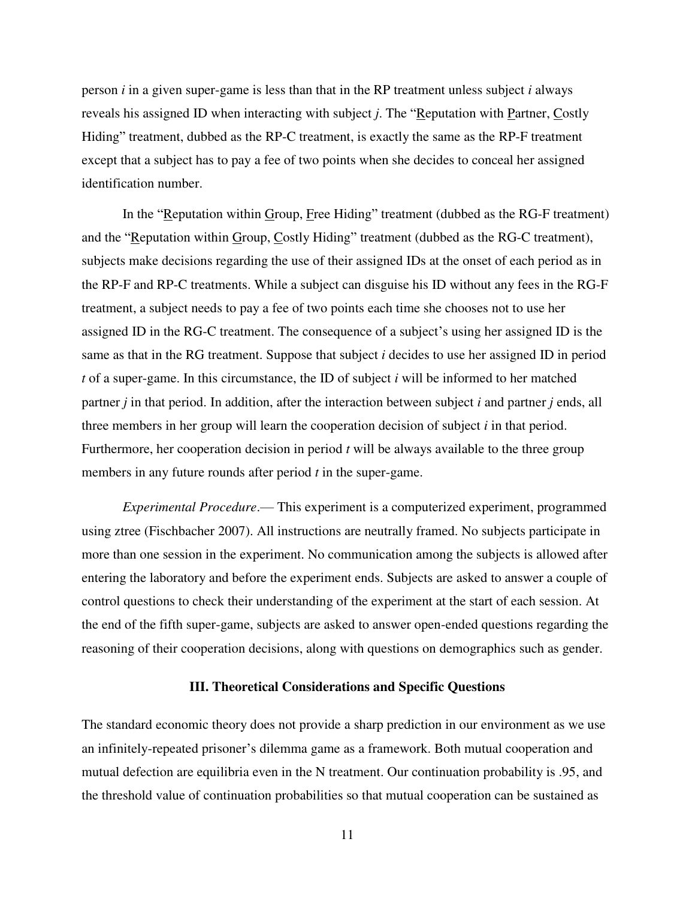person *i* in a given super-game is less than that in the RP treatment unless subject *i* always reveals his assigned ID when interacting with subject *j*. The "Reputation with Partner, Costly Hiding" treatment, dubbed as the RP-C treatment, is exactly the same as the RP-F treatment except that a subject has to pay a fee of two points when she decides to conceal her assigned identification number.

In the "Reputation within Group, Free Hiding" treatment (dubbed as the RG-F treatment) and the "Reputation within Group, Costly Hiding" treatment (dubbed as the RG-C treatment), subjects make decisions regarding the use of their assigned IDs at the onset of each period as in the RP-F and RP-C treatments. While a subject can disguise his ID without any fees in the RG-F treatment, a subject needs to pay a fee of two points each time she chooses not to use her assigned ID in the RG-C treatment. The consequence of a subject's using her assigned ID is the same as that in the RG treatment. Suppose that subject *i* decides to use her assigned ID in period *t* of a super-game. In this circumstance, the ID of subject *i* will be informed to her matched partner *j* in that period. In addition, after the interaction between subject *i* and partner *j* ends, all three members in her group will learn the cooperation decision of subject *i* in that period. Furthermore, her cooperation decision in period *t* will be always available to the three group members in any future rounds after period *t* in the super-game.

*Experimental Procedure*.— This experiment is a computerized experiment, programmed using ztree (Fischbacher 2007). All instructions are neutrally framed. No subjects participate in more than one session in the experiment. No communication among the subjects is allowed after entering the laboratory and before the experiment ends. Subjects are asked to answer a couple of control questions to check their understanding of the experiment at the start of each session. At the end of the fifth super-game, subjects are asked to answer open-ended questions regarding the reasoning of their cooperation decisions, along with questions on demographics such as gender.

## III. Theoretical Considerations and Specific Questions

The standard economic theory does not provide a sharp prediction in our environment as we use an infinitely-repeated prisoner's dilemma game as a framework. Both mutual cooperation and mutual defection are equilibria even in the N treatment. Our continuation probability is .95, and the threshold value of continuation probabilities so that mutual cooperation can be sustained as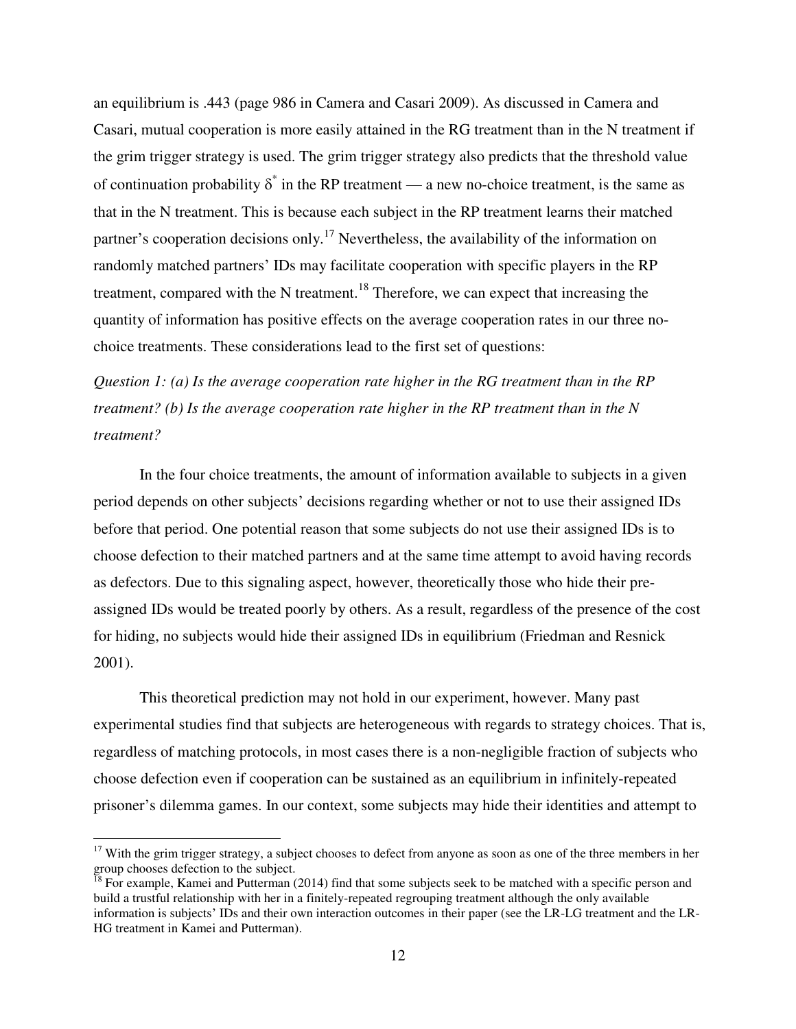an equilibrium is .443 (page 986 in Camera and Casari 2009). As discussed in Camera and Casari, mutual cooperation is more easily attained in the RG treatment than in the N treatment if the grim trigger strategy is used. The grim trigger strategy also predicts that the threshold value of continuation probability $\delta^*$ in the RP treatment — a new no-choice treatment, is the same as that in the N treatment. This is because each subject in the RP treatment learns their matched partner's cooperation decisions only.[17] Nevertheless, the availability of the information on randomly matched partners' IDs may facilitate cooperation with specific players in the RP treatment, compared with the N treatment.[18] Therefore, we can expect that increasing the quantity of information has positive effects on the average cooperation rates in our three no-choice treatments. These considerations lead to the first set of questions:

*Question 1: (a) Is the average cooperation rate higher in the RG treatment than in the RP treatment? (b) Is the average cooperation rate higher in the RP treatment than in the N treatment?*

In the four choice treatments, the amount of information available to subjects in a given period depends on other subjects' decisions regarding whether or not to use their assigned IDs before that period. One potential reason that some subjects do not use their assigned IDs is to choose defection to their matched partners and at the same time attempt to avoid having records as defectors. Due to this signaling aspect, however, theoretically those who hide their pre-assigned IDs would be treated poorly by others. As a result, regardless of the presence of the cost for hiding, no subjects would hide their assigned IDs in equilibrium (Friedman and Resnick 2001).

This theoretical prediction may not hold in our experiment, however. Many past experimental studies find that subjects are heterogeneous with regards to strategy choices. That is, regardless of matching protocols, in most cases there is a non-negligible fraction of subjects who choose defection even if cooperation can be sustained as an equilibrium in infinitely-repeated prisoner's dilemma games. In our context, some subjects may hide their identities and attempt to

[17] With the grim trigger strategy, a subject chooses to defect from anyone as soon as one of the three members in her group chooses defection to the subject.

[18] For example, Kamei and Putterman (2014) find that some subjects seek to be matched with a specific person and build a trustful relationship with her in a finitely-repeated regrouping treatment although the only available information is subjects' IDs and their own interaction outcomes in their paper (see the LR-LG treatment and the LR-HG treatment in Kamei and Putterman).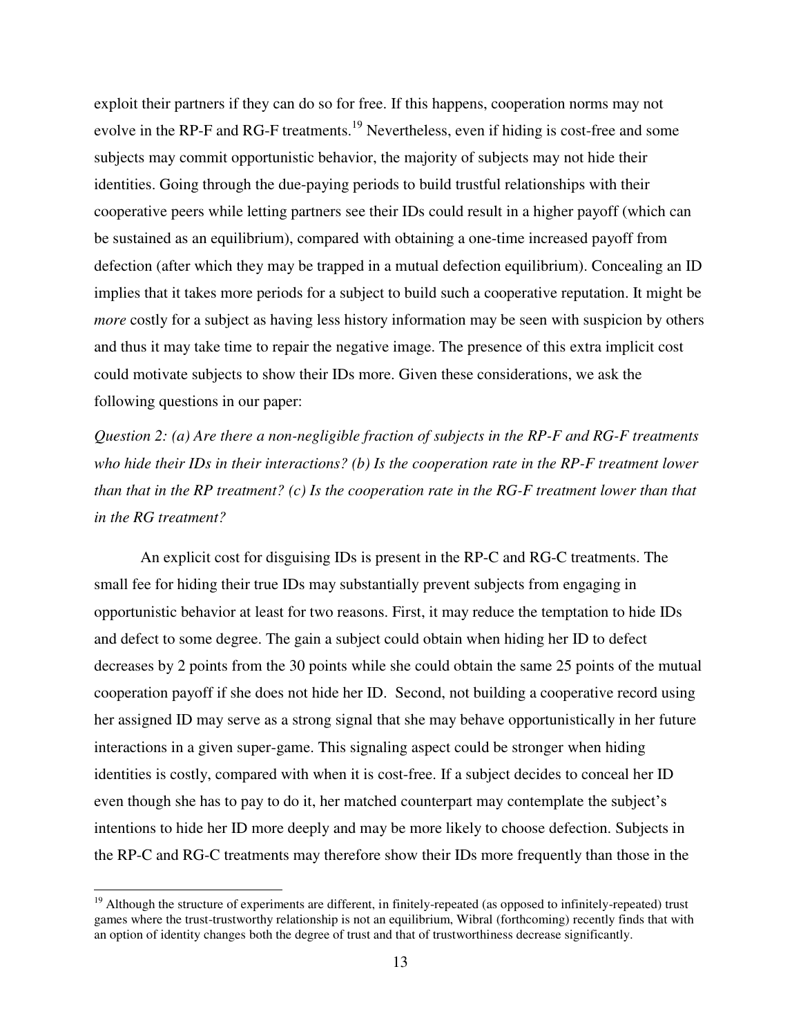exploit their partners if they can do so for free. If this happens, cooperation norms may not evolve in the RP-F and RG-F treatments.[19] Nevertheless, even if hiding is cost-free and some subjects may commit opportunistic behavior, the majority of subjects may not hide their identities. Going through the due-paying periods to build trustful relationships with their cooperative peers while letting partners see their IDs could result in a higher payoff (which can be sustained as an equilibrium), compared with obtaining a one-time increased payoff from defection (after which they may be trapped in a mutual defection equilibrium). Concealing an ID implies that it takes more periods for a subject to build such a cooperative reputation. It might be *more* costly for a subject as having less history information may be seen with suspicion by others and thus it may take time to repair the negative image. The presence of this extra implicit cost could motivate subjects to show their IDs more. Given these considerations, we ask the following questions in our paper:

*Question 2: (a) Are there a non-negligible fraction of subjects in the RP-F and RG-F treatments who hide their IDs in their interactions? (b) Is the cooperation rate in the RP-F treatment lower than that in the RP treatment? (c) Is the cooperation rate in the RG-F treatment lower than that in the RG treatment?*

An explicit cost for disguising IDs is present in the RP-C and RG-C treatments. The small fee for hiding their true IDs may substantially prevent subjects from engaging in opportunistic behavior at least for two reasons. First, it may reduce the temptation to hide IDs and defect to some degree. The gain a subject could obtain when hiding her ID to defect decreases by 2 points from the 30 points while she could obtain the same 25 points of the mutual cooperation payoff if she does not hide her ID. Second, not building a cooperative record using her assigned ID may serve as a strong signal that she may behave opportunistically in her future interactions in a given super-game. This signaling aspect could be stronger when hiding identities is costly, compared with when it is cost-free. If a subject decides to conceal her ID even though she has to pay to do it, her matched counterpart may contemplate the subject's intentions to hide her ID more deeply and may be more likely to choose defection. Subjects in the RP-C and RG-C treatments may therefore show their IDs more frequently than those in the

[19] Although the structure of experiments are different, in finitely-repeated (as opposed to infinitely-repeated) trust games where the trust-trustworthy relationship is not an equilibrium, Wibral (forthcoming) recently finds that with an option of identity changes both the degree of trust and that of trustworthiness decrease significantly.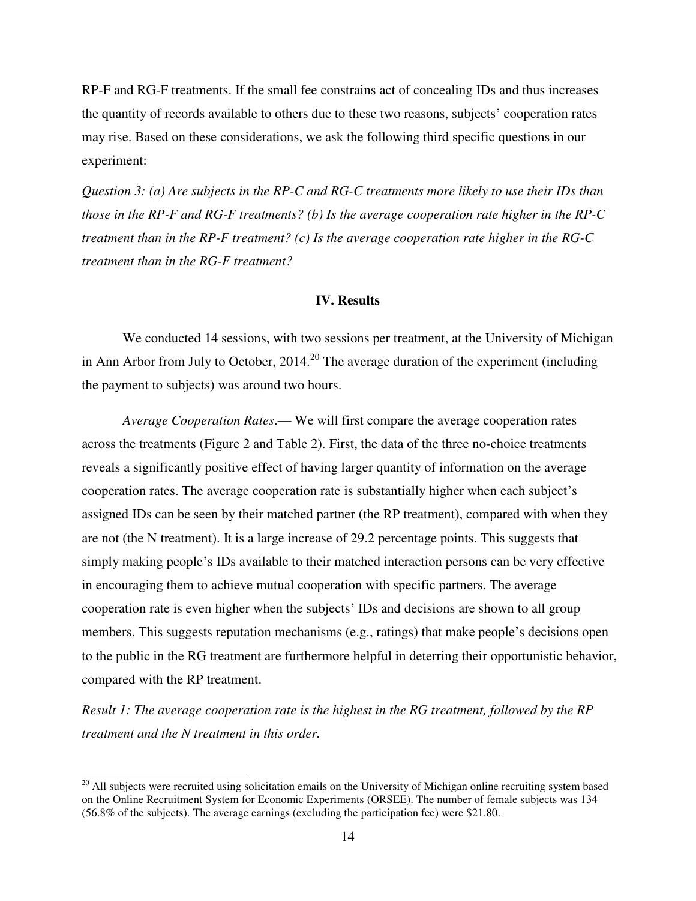RP-F and RG-F treatments. If the small fee constrains act of concealing IDs and thus increases the quantity of records available to others due to these two reasons, subjects' cooperation rates may rise. Based on these considerations, we ask the following third specific questions in our experiment:

*Question 3: (a) Are subjects in the RP-C and RG-C treatments more likely to use their IDs than those in the RP-F and RG-F treatments? (b) Is the average cooperation rate higher in the RP-C treatment than in the RP-F treatment? (c) Is the average cooperation rate higher in the RG-C treatment than in the RG-F treatment?*

## IV. Results

We conducted 14 sessions, with two sessions per treatment, at the University of Michigan in Ann Arbor from July to October, 2014.[20] The average duration of the experiment (including the payment to subjects) was around two hours.

*Average Cooperation Rates*.— We will first compare the average cooperation rates across the treatments (Figure 2 and Table 2). First, the data of the three no-choice treatments reveals a significantly positive effect of having larger quantity of information on the average cooperation rates. The average cooperation rate is substantially higher when each subject's assigned IDs can be seen by their matched partner (the RP treatment), compared with when they are not (the N treatment). It is a large increase of 29.2 percentage points. This suggests that simply making people's IDs available to their matched interaction persons can be very effective in encouraging them to achieve mutual cooperation with specific partners. The average cooperation rate is even higher when the subjects' IDs and decisions are shown to all group members. This suggests reputation mechanisms (e.g., ratings) that make people's decisions open to the public in the RG treatment are furthermore helpful in deterring their opportunistic behavior, compared with the RP treatment.

*Result 1: The average cooperation rate is the highest in the RG treatment, followed by the RP treatment and the N treatment in this order.*

[20] All subjects were recruited using solicitation emails on the University of Michigan online recruiting system based on the Online Recruitment System for Economic Experiments (ORSEE). The number of female subjects was 134 (56.8% of the subjects). The average earnings (excluding the participation fee) were $21.80.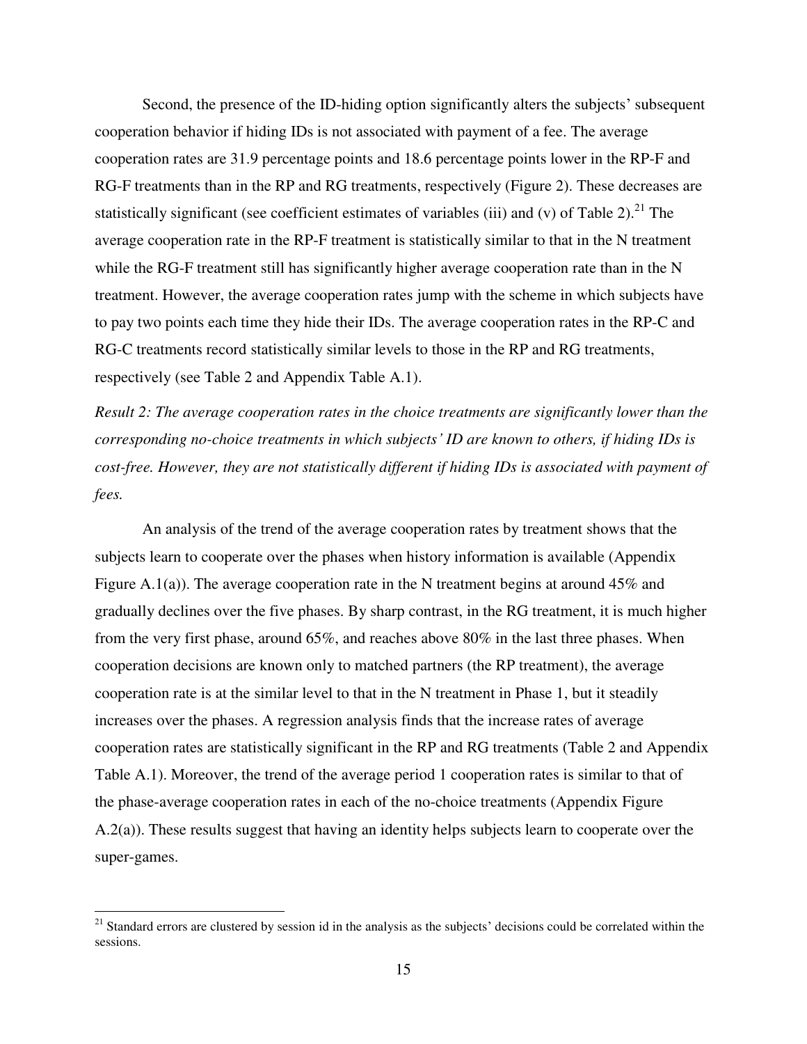Second, the presence of the ID-hiding option significantly alters the subjects' subsequent cooperation behavior if hiding IDs is not associated with payment of a fee. The average cooperation rates are 31.9 percentage points and 18.6 percentage points lower in the RP-F and RG-F treatments than in the RP and RG treatments, respectively (Figure 2). These decreases are statistically significant (see coefficient estimates of variables (iii) and (v) of Table 2).[21] The average cooperation rate in the RP-F treatment is statistically similar to that in the N treatment while the RG-F treatment still has significantly higher average cooperation rate than in the N treatment. However, the average cooperation rates jump with the scheme in which subjects have to pay two points each time they hide their IDs. The average cooperation rates in the RP-C and RG-C treatments record statistically similar levels to those in the RP and RG treatments, respectively (see Table 2 and Appendix Table A.1).

*Result 2: The average cooperation rates in the choice treatments are significantly lower than the corresponding no-choice treatments in which subjects' ID are known to others, if hiding IDs is cost-free. However, they are not statistically different if hiding IDs is associated with payment of fees.*

An analysis of the trend of the average cooperation rates by treatment shows that the subjects learn to cooperate over the phases when history information is available (Appendix Figure A.1(a)). The average cooperation rate in the N treatment begins at around 45% and gradually declines over the five phases. By sharp contrast, in the RG treatment, it is much higher from the very first phase, around 65%, and reaches above 80% in the last three phases. When cooperation decisions are known only to matched partners (the RP treatment), the average cooperation rate is at the similar level to that in the N treatment in Phase 1, but it steadily increases over the phases. A regression analysis finds that the increase rates of average cooperation rates are statistically significant in the RP and RG treatments (Table 2 and Appendix Table A.1). Moreover, the trend of the average period 1 cooperation rates is similar to that of the phase-average cooperation rates in each of the no-choice treatments (Appendix Figure A.2(a)). These results suggest that having an identity helps subjects learn to cooperate over the super-games.

[21] Standard errors are clustered by session id in the analysis as the subjects' decisions could be correlated within the sessions.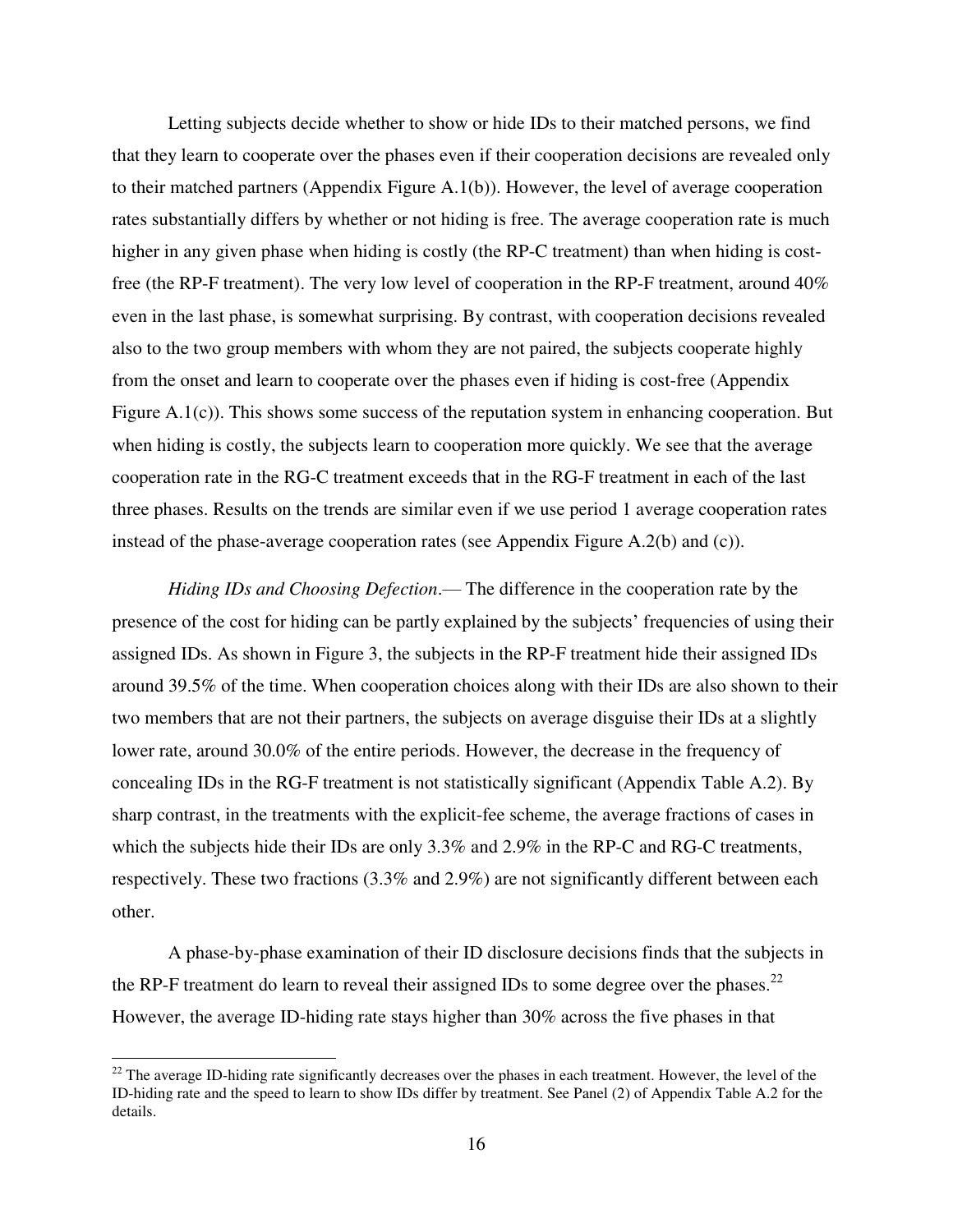Letting subjects decide whether to show or hide IDs to their matched persons, we find that they learn to cooperate over the phases even if their cooperation decisions are revealed only to their matched partners (Appendix Figure A.1(b)). However, the level of average cooperation rates substantially differs by whether or not hiding is free. The average cooperation rate is much higher in any given phase when hiding is costly (the RP-C treatment) than when hiding is cost-free (the RP-F treatment). The very low level of cooperation in the RP-F treatment, around 40% even in the last phase, is somewhat surprising. By contrast, with cooperation decisions revealed also to the two group members with whom they are not paired, the subjects cooperate highly from the onset and learn to cooperate over the phases even if hiding is cost-free (Appendix Figure A.1(c)). This shows some success of the reputation system in enhancing cooperation. But when hiding is costly, the subjects learn to cooperation more quickly. We see that the average cooperation rate in the RG-C treatment exceeds that in the RG-F treatment in each of the last three phases. Results on the trends are similar even if we use period 1 average cooperation rates instead of the phase-average cooperation rates (see Appendix Figure A.2(b) and (c)).

*Hiding IDs and Choosing Defection*.— The difference in the cooperation rate by the presence of the cost for hiding can be partly explained by the subjects' frequencies of using their assigned IDs. As shown in Figure 3, the subjects in the RP-F treatment hide their assigned IDs around 39.5% of the time. When cooperation choices along with their IDs are also shown to their two members that are not their partners, the subjects on average disguise their IDs at a slightly lower rate, around 30.0% of the entire periods. However, the decrease in the frequency of concealing IDs in the RG-F treatment is not statistically significant (Appendix Table A.2). By sharp contrast, in the treatments with the explicit-fee scheme, the average fractions of cases in which the subjects hide their IDs are only 3.3% and 2.9% in the RP-C and RG-C treatments, respectively. These two fractions (3.3% and 2.9%) are not significantly different between each other.

A phase-by-phase examination of their ID disclosure decisions finds that the subjects in the RP-F treatment do learn to reveal their assigned IDs to some degree over the phases.[22] However, the average ID-hiding rate stays higher than 30% across the five phases in that

[22] The average ID-hiding rate significantly decreases over the phases in each treatment. However, the level of the ID-hiding rate and the speed to learn to show IDs differ by treatment. See Panel (2) of Appendix Table A.2 for the details.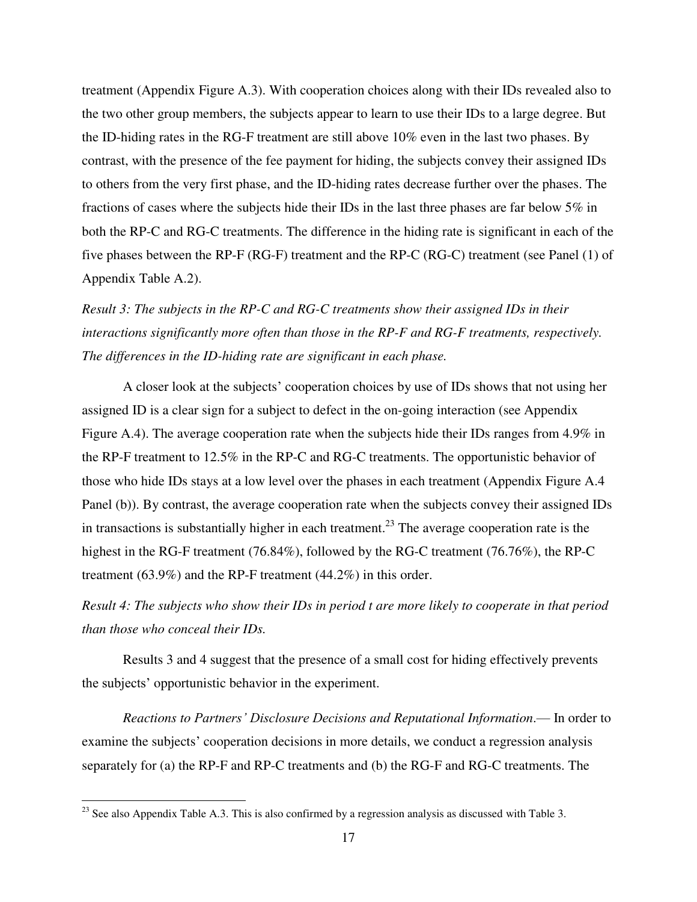treatment (Appendix Figure A.3). With cooperation choices along with their IDs revealed also to the two other group members, the subjects appear to learn to use their IDs to a large degree. But the ID-hiding rates in the RG-F treatment are still above 10% even in the last two phases. By contrast, with the presence of the fee payment for hiding, the subjects convey their assigned IDs to others from the very first phase, and the ID-hiding rates decrease further over the phases. The fractions of cases where the subjects hide their IDs in the last three phases are far below 5% in both the RP-C and RG-C treatments. The difference in the hiding rate is significant in each of the five phases between the RP-F (RG-F) treatment and the RP-C (RG-C) treatment (see Panel (1) of Appendix Table A.2).

*Result 3: The subjects in the RP-C and RG-C treatments show their assigned IDs in their interactions significantly more often than those in the RP-F and RG-F treatments, respectively. The differences in the ID-hiding rate are significant in each phase.*

A closer look at the subjects' cooperation choices by use of IDs shows that not using her assigned ID is a clear sign for a subject to defect in the on-going interaction (see Appendix Figure A.4). The average cooperation rate when the subjects hide their IDs ranges from 4.9% in the RP-F treatment to 12.5% in the RP-C and RG-C treatments. The opportunistic behavior of those who hide IDs stays at a low level over the phases in each treatment (Appendix Figure A.4 Panel (b)). By contrast, the average cooperation rate when the subjects convey their assigned IDs in transactions is substantially higher in each treatment.[23] The average cooperation rate is the highest in the RG-F treatment (76.84%), followed by the RG-C treatment (76.76%), the RP-C treatment (63.9%) and the RP-F treatment (44.2%) in this order.

*Result 4: The subjects who show their IDs in period t are more likely to cooperate in that period than those who conceal their IDs.*

Results 3 and 4 suggest that the presence of a small cost for hiding effectively prevents the subjects' opportunistic behavior in the experiment.

*Reactions to Partners' Disclosure Decisions and Reputational Information.*— In order to examine the subjects' cooperation decisions in more details, we conduct a regression analysis separately for (a) the RP-F and RP-C treatments and (b) the RG-F and RG-C treatments. The

[23] See also Appendix Table A.3. This is also confirmed by a regression analysis as discussed with Table 3.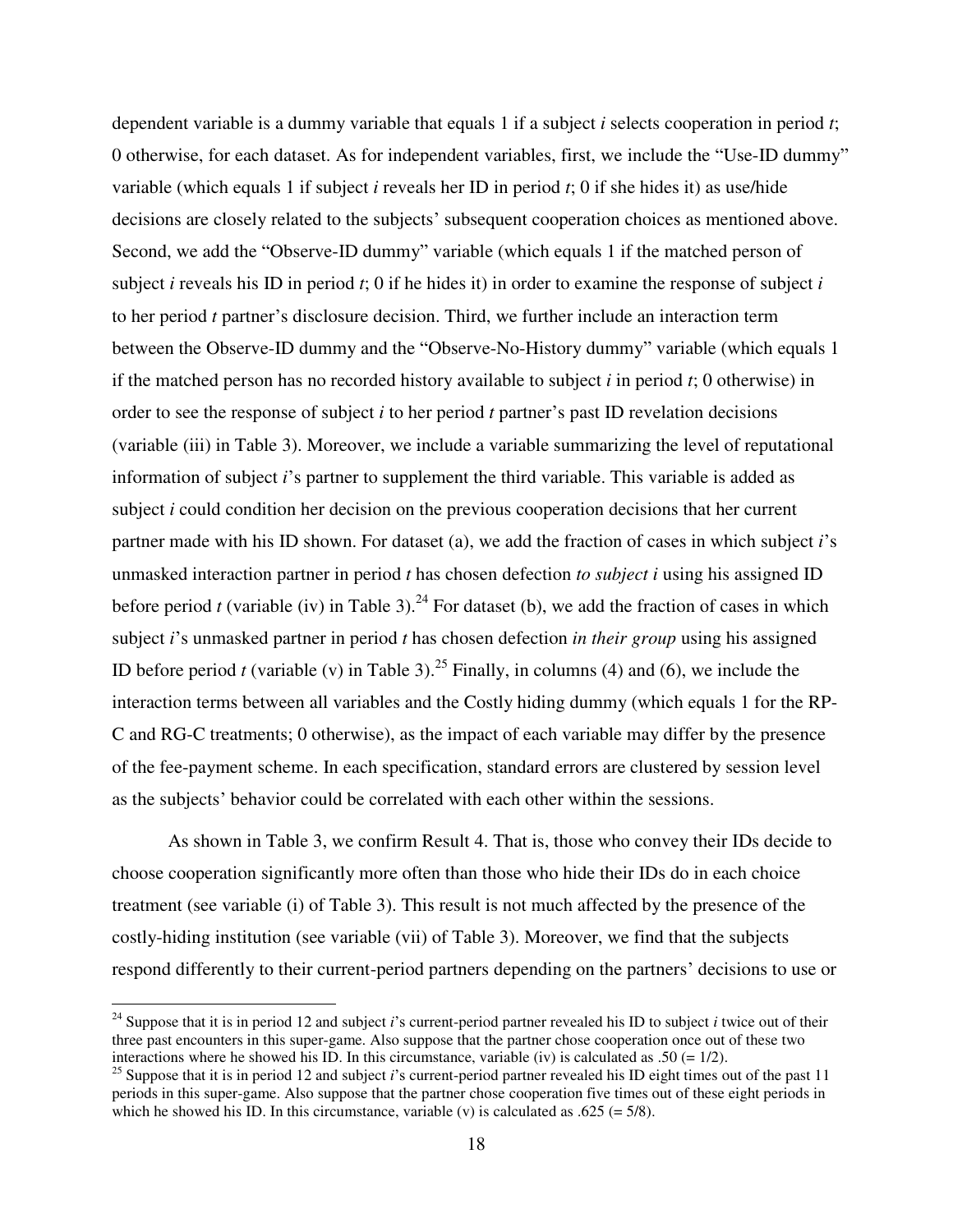dependent variable is a dummy variable that equals 1 if a subject *i* selects cooperation in period *t*; 0 otherwise, for each dataset. As for independent variables, first, we include the "Use-ID dummy" variable (which equals 1 if subject *i* reveals her ID in period *t*; 0 if she hides it) as use/hide decisions are closely related to the subjects' subsequent cooperation choices as mentioned above. Second, we add the "Observe-ID dummy" variable (which equals 1 if the matched person of subject *i* reveals his ID in period *t*; 0 if he hides it) in order to examine the response of subject *i* to her period *t* partner's disclosure decision. Third, we further include an interaction term between the Observe-ID dummy and the "Observe-No-History dummy" variable (which equals 1 if the matched person has no recorded history available to subject *i* in period *t*; 0 otherwise) in order to see the response of subject *i* to her period *t* partner's past ID revelation decisions (variable (iii) in Table 3). Moreover, we include a variable summarizing the level of reputational information of subject *i*'s partner to supplement the third variable. This variable is added as subject *i* could condition her decision on the previous cooperation decisions that her current partner made with his ID shown. For dataset (a), we add the fraction of cases in which subject *i*'s unmasked interaction partner in period *t* has chosen defection *to subject i* using his assigned ID before period *t* (variable (iv) in Table 3).[24] For dataset (b), we add the fraction of cases in which subject *i*'s unmasked partner in period *t* has chosen defection *in their group* using his assigned ID before period *t* (variable (v) in Table 3).[25] Finally, in columns (4) and (6), we include the interaction terms between all variables and the Costly hiding dummy (which equals 1 for the RP-C and RG-C treatments; 0 otherwise), as the impact of each variable may differ by the presence of the fee-payment scheme. In each specification, standard errors are clustered by session level as the subjects' behavior could be correlated with each other within the sessions.

As shown in Table 3, we confirm Result 4. That is, those who convey their IDs decide to choose cooperation significantly more often than those who hide their IDs do in each choice treatment (see variable (i) of Table 3). This result is not much affected by the presence of the costly-hiding institution (see variable (vii) of Table 3). Moreover, we find that the subjects respond differently to their current-period partners depending on the partners' decisions to use or

---

[24] Suppose that it is in period 12 and subject *i*'s current-period partner revealed his ID to subject *i* twice out of their three past encounters in this super-game. Also suppose that the partner chose cooperation once out of these two interactions where he showed his ID. In this circumstance, variable (iv) is calculated as .50 (= 1/2).

[25] Suppose that it is in period 12 and subject *i*'s current-period partner revealed his ID eight times out of the past 11 periods in this super-game. Also suppose that the partner chose cooperation five times out of these eight periods in which he showed his ID. In this circumstance, variable (v) is calculated as .625 (= 5/8).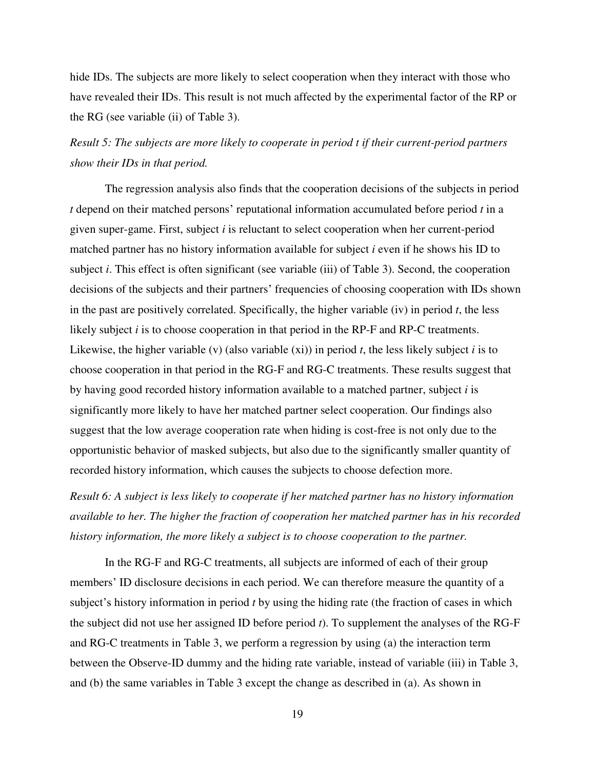hide IDs. The subjects are more likely to select cooperation when they interact with those who have revealed their IDs. This result is not much affected by the experimental factor of the RP or the RG (see variable (ii) of Table 3).

*Result 5: The subjects are more likely to cooperate in period t if their current-period partners show their IDs in that period.*

The regression analysis also finds that the cooperation decisions of the subjects in period *t* depend on their matched persons' reputational information accumulated before period *t* in a given super-game. First, subject *i* is reluctant to select cooperation when her current-period matched partner has no history information available for subject *i* even if he shows his ID to subject *i*. This effect is often significant (see variable (iii) of Table 3). Second, the cooperation decisions of the subjects and their partners' frequencies of choosing cooperation with IDs shown in the past are positively correlated. Specifically, the higher variable (iv) in period *t*, the less likely subject *i* is to choose cooperation in that period in the RP-F and RP-C treatments. Likewise, the higher variable (v) (also variable (xi)) in period *t*, the less likely subject *i* is to choose cooperation in that period in the RG-F and RG-C treatments. These results suggest that by having good recorded history information available to a matched partner, subject *i* is significantly more likely to have her matched partner select cooperation. Our findings also suggest that the low average cooperation rate when hiding is cost-free is not only due to the opportunistic behavior of masked subjects, but also due to the significantly smaller quantity of recorded history information, which causes the subjects to choose defection more.

*Result 6: A subject is less likely to cooperate if her matched partner has no history information available to her. The higher the fraction of cooperation her matched partner has in his recorded history information, the more likely a subject is to choose cooperation to the partner.*

In the RG-F and RG-C treatments, all subjects are informed of each of their group members' ID disclosure decisions in each period. We can therefore measure the quantity of a subject's history information in period *t* by using the hiding rate (the fraction of cases in which the subject did not use her assigned ID before period *t*). To supplement the analyses of the RG-F and RG-C treatments in Table 3, we perform a regression by using (a) the interaction term between the Observe-ID dummy and the hiding rate variable, instead of variable (iii) in Table 3, and (b) the same variables in Table 3 except the change as described in (a). As shown in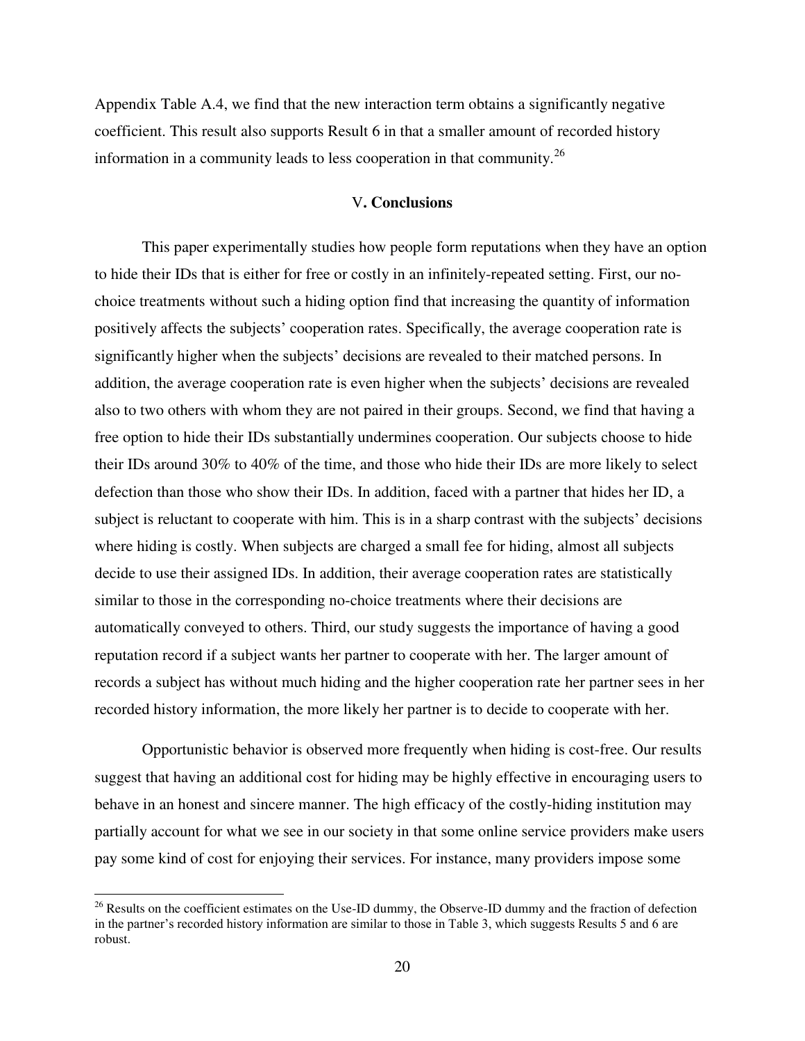Appendix Table A.4, we find that the new interaction term obtains a significantly negative coefficient. This result also supports Result 6 in that a smaller amount of recorded history information in a community leads to less cooperation in that community.[26]

## V. Conclusions

This paper experimentally studies how people form reputations when they have an option to hide their IDs that is either for free or costly in an infinitely-repeated setting. First, our no-choice treatments without such a hiding option find that increasing the quantity of information positively affects the subjects' cooperation rates. Specifically, the average cooperation rate is significantly higher when the subjects' decisions are revealed to their matched persons. In addition, the average cooperation rate is even higher when the subjects' decisions are revealed also to two others with whom they are not paired in their groups. Second, we find that having a free option to hide their IDs substantially undermines cooperation. Our subjects choose to hide their IDs around 30% to 40% of the time, and those who hide their IDs are more likely to select defection than those who show their IDs. In addition, faced with a partner that hides her ID, a subject is reluctant to cooperate with him. This is in a sharp contrast with the subjects' decisions where hiding is costly. When subjects are charged a small fee for hiding, almost all subjects decide to use their assigned IDs. In addition, their average cooperation rates are statistically similar to those in the corresponding no-choice treatments where their decisions are automatically conveyed to others. Third, our study suggests the importance of having a good reputation record if a subject wants her partner to cooperate with her. The larger amount of records a subject has without much hiding and the higher cooperation rate her partner sees in her recorded history information, the more likely her partner is to decide to cooperate with her.

Opportunistic behavior is observed more frequently when hiding is cost-free. Our results suggest that having an additional cost for hiding may be highly effective in encouraging users to behave in an honest and sincere manner. The high efficacy of the costly-hiding institution may partially account for what we see in our society in that some online service providers make users pay some kind of cost for enjoying their services. For instance, many providers impose some

---

[26] Results on the coefficient estimates on the Use-ID dummy, the Observe-ID dummy and the fraction of defection in the partner's recorded history information are similar to those in Table 3, which suggests Results 5 and 6 are robust.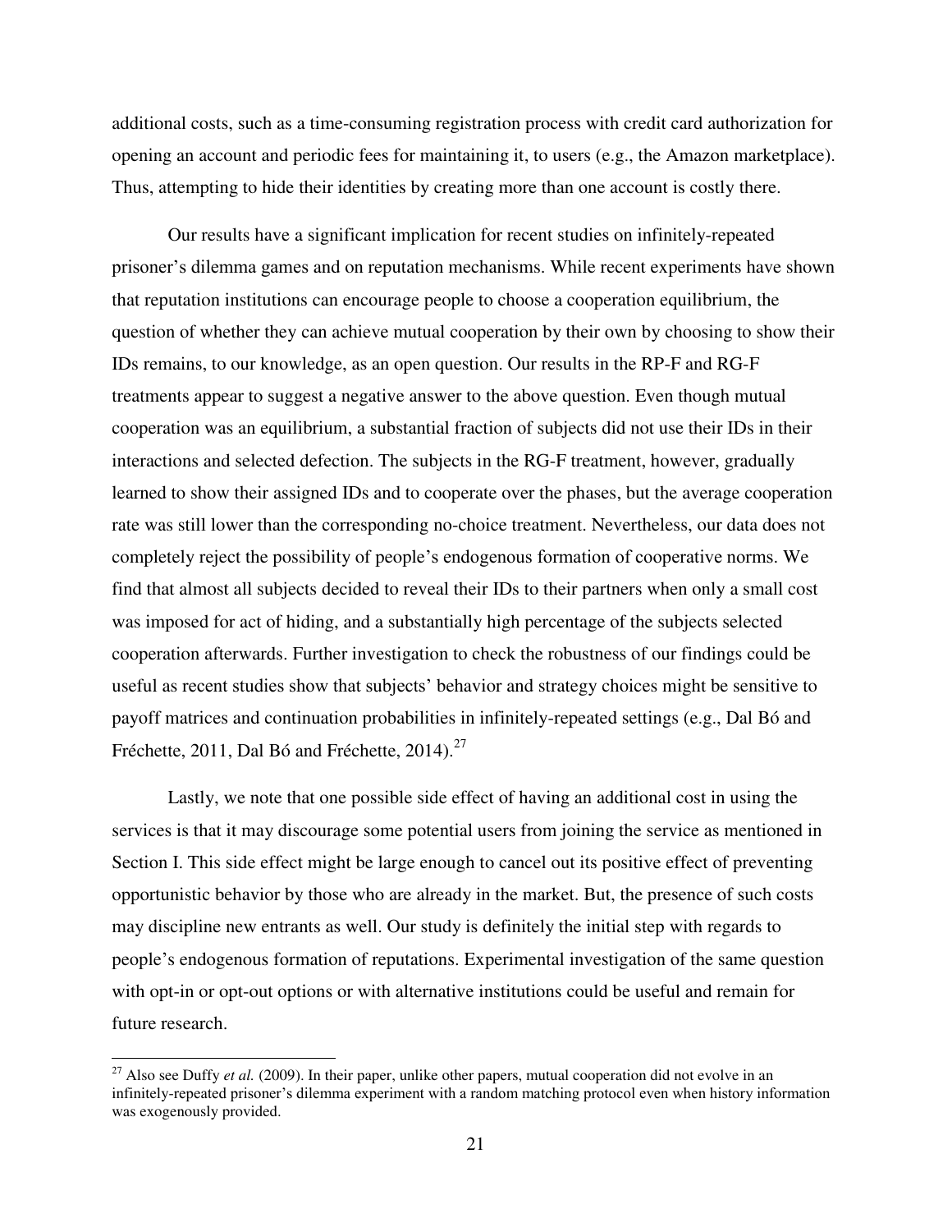additional costs, such as a time-consuming registration process with credit card authorization for opening an account and periodic fees for maintaining it, to users (e.g., the Amazon marketplace). Thus, attempting to hide their identities by creating more than one account is costly there.

Our results have a significant implication for recent studies on infinitely-repeated prisoner's dilemma games and on reputation mechanisms. While recent experiments have shown that reputation institutions can encourage people to choose a cooperation equilibrium, the question of whether they can achieve mutual cooperation by their own by choosing to show their IDs remains, to our knowledge, as an open question. Our results in the RP-F and RG-F treatments appear to suggest a negative answer to the above question. Even though mutual cooperation was an equilibrium, a substantial fraction of subjects did not use their IDs in their interactions and selected defection. The subjects in the RG-F treatment, however, gradually learned to show their assigned IDs and to cooperate over the phases, but the average cooperation rate was still lower than the corresponding no-choice treatment. Nevertheless, our data does not completely reject the possibility of people's endogenous formation of cooperative norms. We find that almost all subjects decided to reveal their IDs to their partners when only a small cost was imposed for act of hiding, and a substantially high percentage of the subjects selected cooperation afterwards. Further investigation to check the robustness of our findings could be useful as recent studies show that subjects' behavior and strategy choices might be sensitive to payoff matrices and continuation probabilities in infinitely-repeated settings (e.g., Dal Bó and Fréchette, 2011, Dal Bó and Fréchette, 2014).[27]

Lastly, we note that one possible side effect of having an additional cost in using the services is that it may discourage some potential users from joining the service as mentioned in Section I. This side effect might be large enough to cancel out its positive effect of preventing opportunistic behavior by those who are already in the market. But, the presence of such costs may discipline new entrants as well. Our study is definitely the initial step with regards to people's endogenous formation of reputations. Experimental investigation of the same question with opt-in or opt-out options or with alternative institutions could be useful and remain for future research.

---

[27] Also see Duffy *et al.* (2009). In their paper, unlike other papers, mutual cooperation did not evolve in an infinitely-repeated prisoner's dilemma experiment with a random matching protocol even when history information was exogenously provided.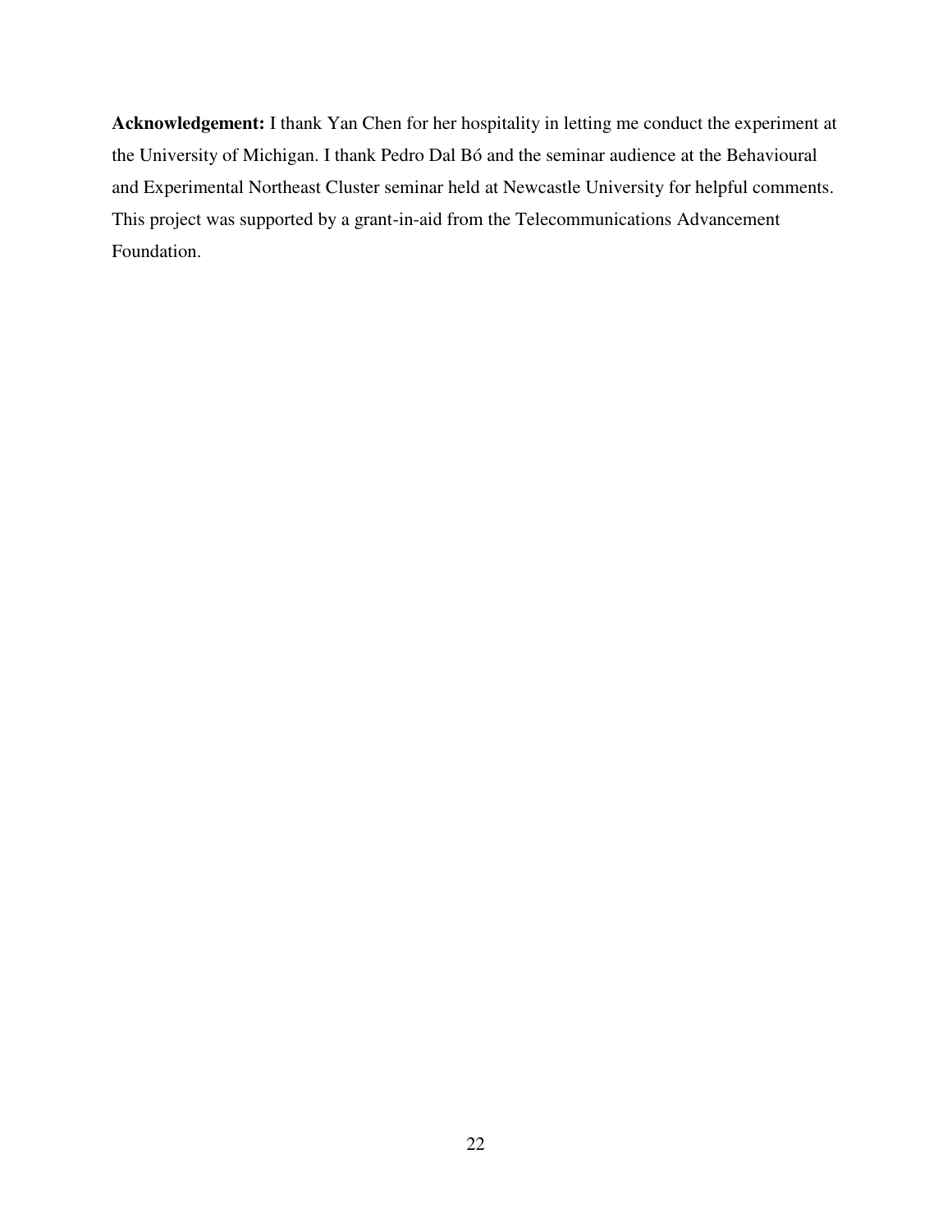**Acknowledgement:** I thank Yan Chen for her hospitality in letting me conduct the experiment at the University of Michigan. I thank Pedro Dal Bó and the seminar audience at the Behavioural and Experimental Northeast Cluster seminar held at Newcastle University for helpful comments. This project was supported by a grant-in-aid from the Telecommunications Advancement Foundation.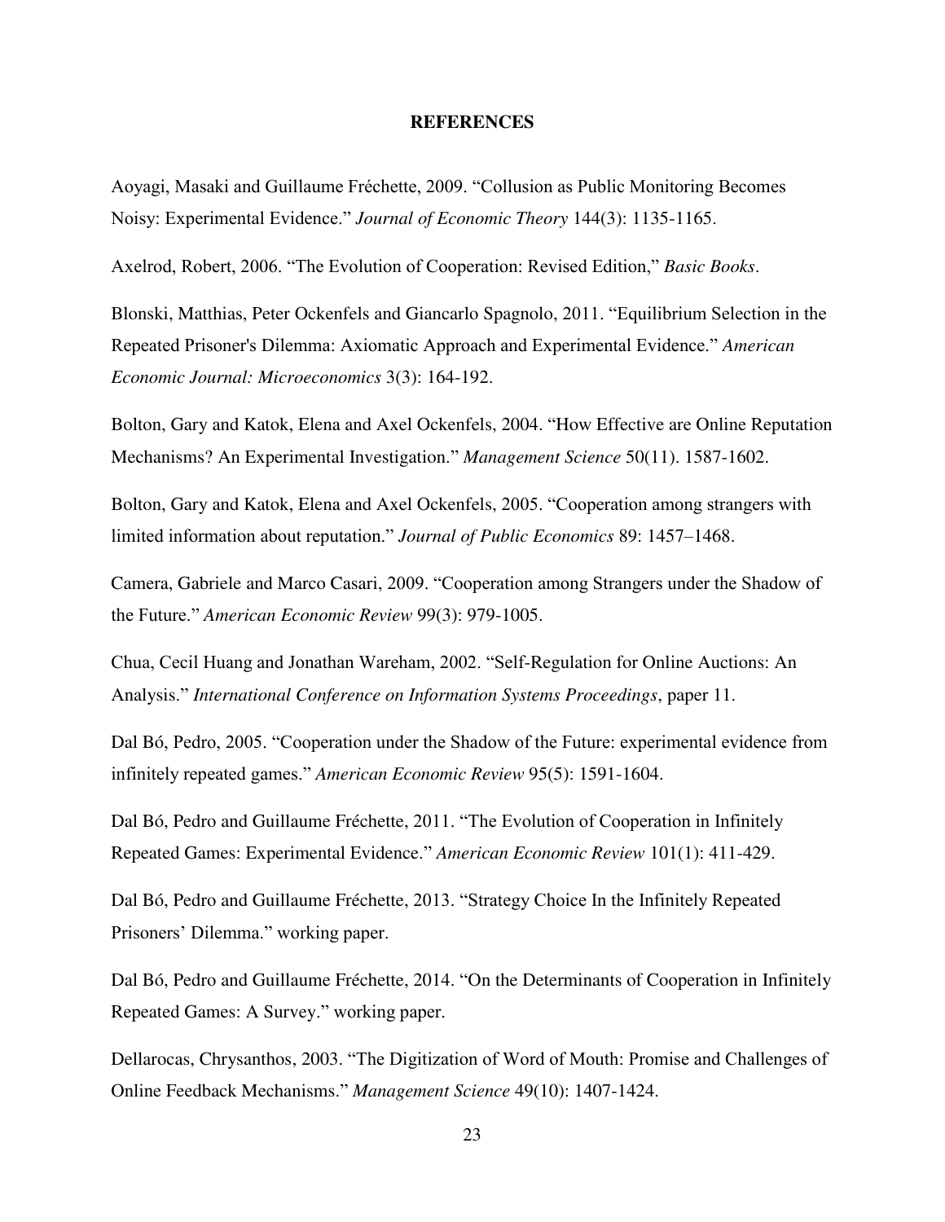## REFERENCES

Aoyagi, Masaki and Guillaume Fréchette, 2009. "Collusion as Public Monitoring Becomes Noisy: Experimental Evidence." *Journal of Economic Theory* 144(3): 1135-1165.

Axelrod, Robert, 2006. "The Evolution of Cooperation: Revised Edition," *Basic Books*.

Blonski, Matthias, Peter Ockenfels and Giancarlo Spagnolo, 2011. "Equilibrium Selection in the Repeated Prisoner's Dilemma: Axiomatic Approach and Experimental Evidence." *American Economic Journal: Microeconomics* 3(3): 164-192.

Bolton, Gary and Katok, Elena and Axel Ockenfels, 2004. "How Effective are Online Reputation Mechanisms? An Experimental Investigation." *Management Science* 50(11). 1587-1602.

Bolton, Gary and Katok, Elena and Axel Ockenfels, 2005. "Cooperation among strangers with limited information about reputation." *Journal of Public Economics* 89: 1457–1468.

Camera, Gabriele and Marco Casari, 2009. "Cooperation among Strangers under the Shadow of the Future." *American Economic Review* 99(3): 979-1005.

Chua, Cecil Huang and Jonathan Wareham, 2002. "Self-Regulation for Online Auctions: An Analysis." *International Conference on Information Systems Proceedings*, paper 11.

Dal Bó, Pedro, 2005. "Cooperation under the Shadow of the Future: experimental evidence from infinitely repeated games." *American Economic Review* 95(5): 1591-1604.

Dal Bó, Pedro and Guillaume Fréchette, 2011. "The Evolution of Cooperation in Infinitely Repeated Games: Experimental Evidence." *American Economic Review* 101(1): 411-429.

Dal Bó, Pedro and Guillaume Fréchette, 2013. "Strategy Choice In the Infinitely Repeated Prisoners' Dilemma." working paper.

Dal Bó, Pedro and Guillaume Fréchette, 2014. "On the Determinants of Cooperation in Infinitely Repeated Games: A Survey." working paper.

Dellarocas, Chrysanthos, 2003. "The Digitization of Word of Mouth: Promise and Challenges of Online Feedback Mechanisms." *Management Science* 49(10): 1407-1424.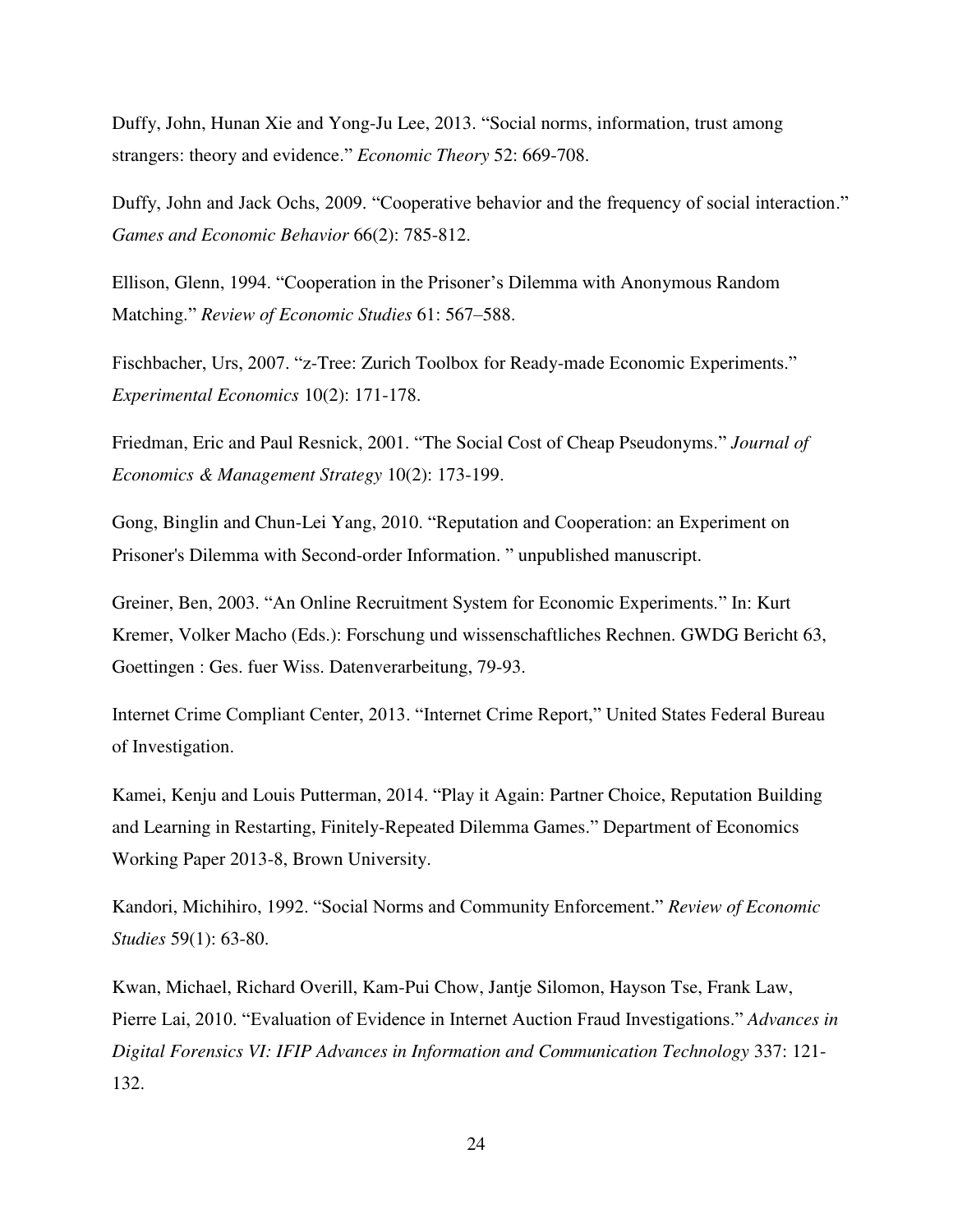Duffy, John, Hunan Xie and Yong-Ju Lee, 2013. "Social norms, information, trust among strangers: theory and evidence." *Economic Theory* 52: 669-708.

Duffy, John and Jack Ochs, 2009. "Cooperative behavior and the frequency of social interaction." *Games and Economic Behavior* 66(2): 785-812.

Ellison, Glenn, 1994. "Cooperation in the Prisoner's Dilemma with Anonymous Random Matching." *Review of Economic Studies* 61: 567–588.

Fischbacher, Urs, 2007. "z-Tree: Zurich Toolbox for Ready-made Economic Experiments." *Experimental Economics* 10(2): 171-178.

Friedman, Eric and Paul Resnick, 2001. "The Social Cost of Cheap Pseudonyms." *Journal of Economics & Management Strategy* 10(2): 173-199.

Gong, Binglin and Chun-Lei Yang, 2010. "Reputation and Cooperation: an Experiment on Prisoner's Dilemma with Second-order Information. " unpublished manuscript.

Greiner, Ben, 2003. "An Online Recruitment System for Economic Experiments." In: Kurt Kremer, Volker Macho (Eds.): Forschung und wissenschaftliches Rechnen. GWDG Bericht 63, Goettingen : Ges. fuer Wiss. Datenverarbeitung, 79-93.

Internet Crime Compliant Center, 2013. "Internet Crime Report," United States Federal Bureau of Investigation.

Kamei, Kenju and Louis Putterman, 2014. "Play it Again: Partner Choice, Reputation Building and Learning in Restarting, Finitely-Repeated Dilemma Games." Department of Economics Working Paper 2013-8, Brown University.

Kandori, Michihiro, 1992. "Social Norms and Community Enforcement." *Review of Economic Studies* 59(1): 63-80.

Kwan, Michael, Richard Overill, Kam-Pui Chow, Jantje Silomon, Hayson Tse, Frank Law, Pierre Lai, 2010. "Evaluation of Evidence in Internet Auction Fraud Investigations." *Advances in Digital Forensics VI: IFIP Advances in Information and Communication Technology* 337: 121-132.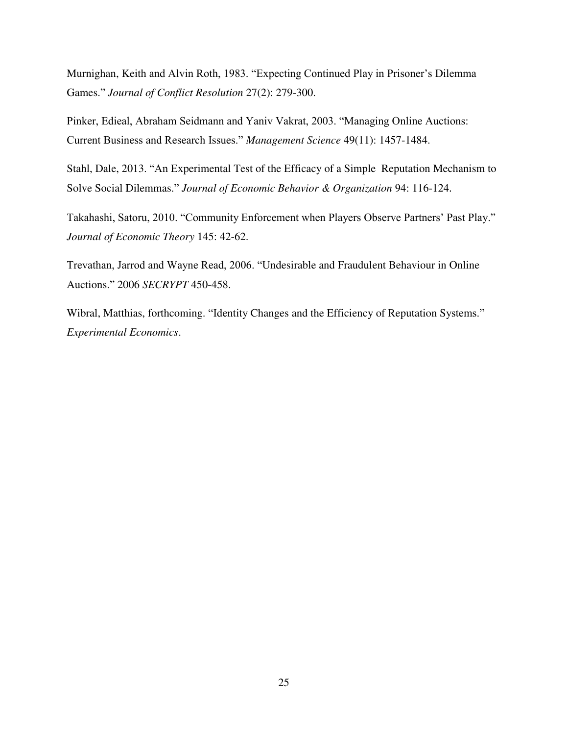Murnighan, Keith and Alvin Roth, 1983. "Expecting Continued Play in Prisoner's Dilemma Games." *Journal of Conflict Resolution* 27(2): 279-300.

Pinker, Edieal, Abraham Seidmann and Yaniv Vakrat, 2003. "Managing Online Auctions: Current Business and Research Issues." *Management Science* 49(11): 1457-1484.

Stahl, Dale, 2013. "An Experimental Test of the Efficacy of a Simple Reputation Mechanism to Solve Social Dilemmas." *Journal of Economic Behavior & Organization* 94: 116-124.

Takahashi, Satoru, 2010. "Community Enforcement when Players Observe Partners' Past Play." *Journal of Economic Theory* 145: 42-62.

Trevathan, Jarrod and Wayne Read, 2006. "Undesirable and Fraudulent Behaviour in Online Auctions." 2006 *SECRYPT* 450-458.

Wibral, Matthias, forthcoming. "Identity Changes and the Efficiency of Reputation Systems." *Experimental Economics*.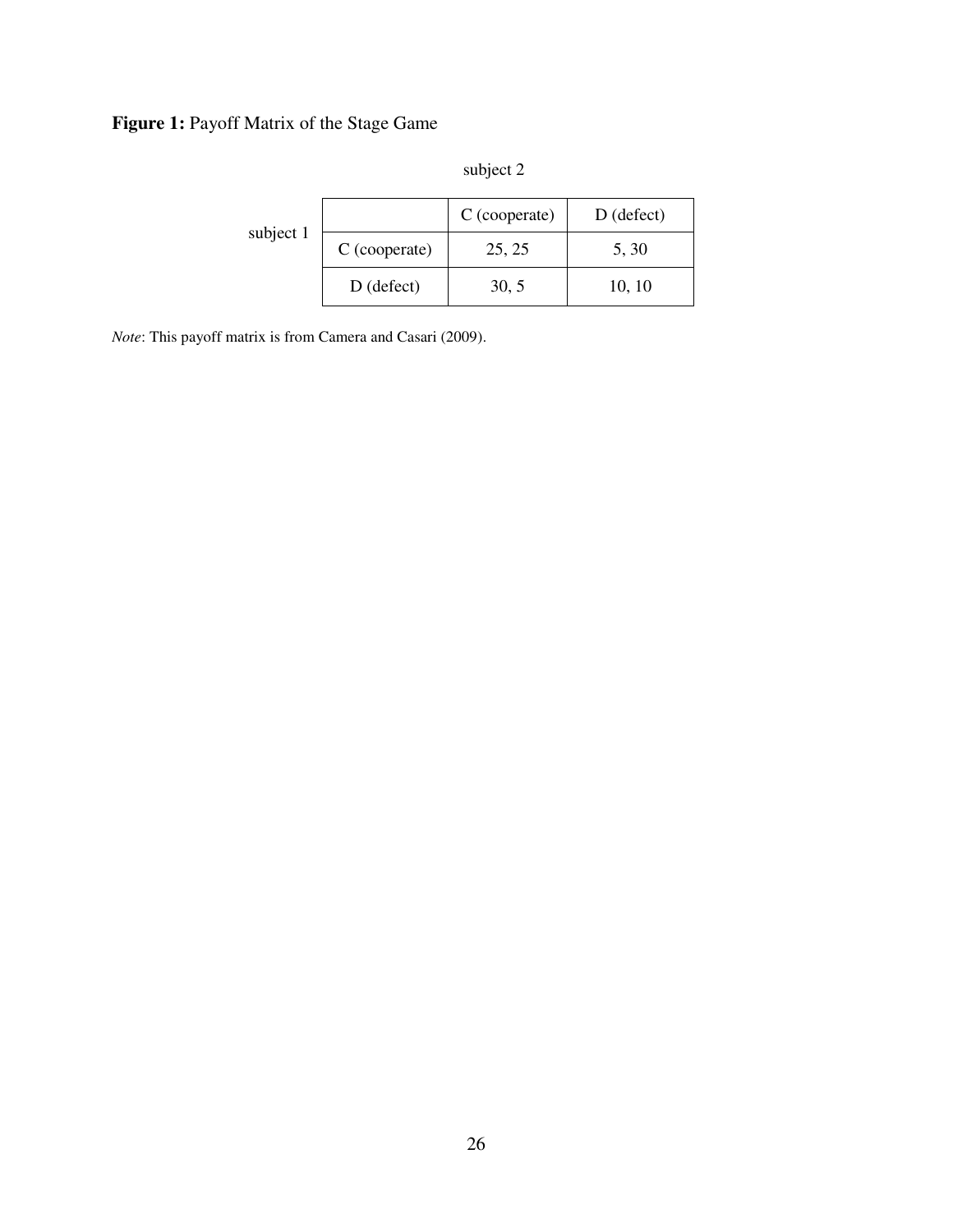**Figure 1:** Payoff Matrix of the Stage Game

subject 2

| subject 1 | C (cooperate) | D (defect) |
|---|---|---|
| C (cooperate) | 25, 25 | 5, 30 |
| D (defect) | 30, 5 | 10, 10 |

*Note*: This payoff matrix is from Camera and Casari (2009).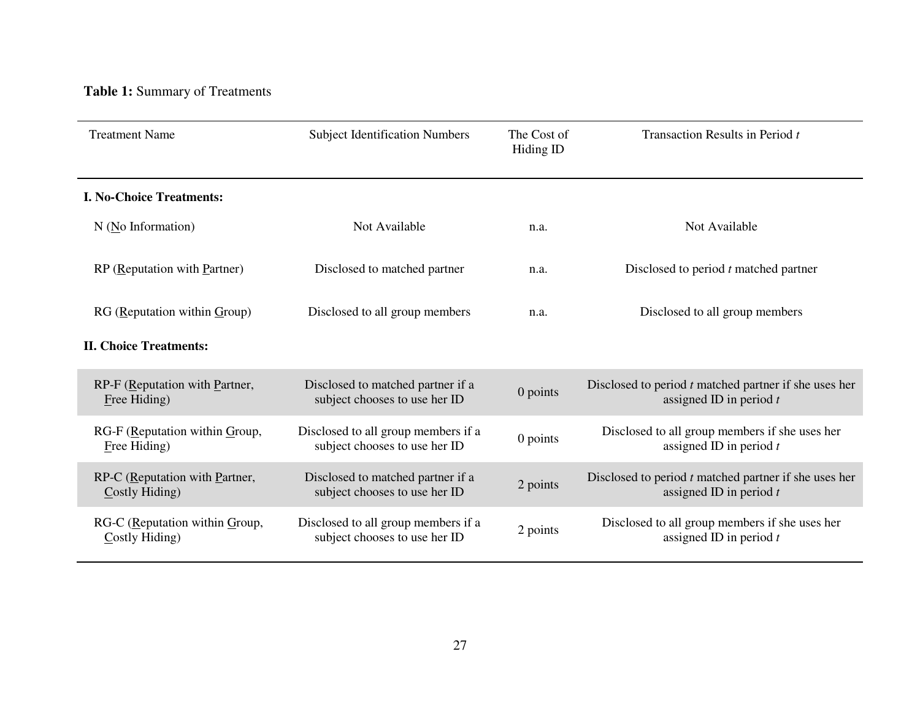**Table 1:** Summary of Treatments

| Treatment Name | Subject Identification Numbers | The Cost of Hiding ID | Transaction Results in Period *t* |
|---|---|---|---|
| **I. No-Choice Treatments:** | | | |
| N (No Information) | Not Available | n.a. | Not Available |
| RP (Reputation with Partner) | Disclosed to matched partner | n.a. | Disclosed to period *t* matched partner |
| RG (Reputation within Group) | Disclosed to all group members | n.a. | Disclosed to all group members |
| **II. Choice Treatments:** | | | |
| RP-F (Reputation with Partner, Free Hiding) | Disclosed to matched partner if a subject chooses to use her ID | 0 points | Disclosed to period *t* matched partner if she uses her assigned ID in period *t* |
| RG-F (Reputation within Group, Free Hiding) | Disclosed to all group members if a subject chooses to use her ID | 0 points | Disclosed to all group members if she uses her assigned ID in period *t* |
| RP-C (Reputation with Partner, Costly Hiding) | Disclosed to matched partner if a subject chooses to use her ID | 2 points | Disclosed to period *t* matched partner if she uses her assigned ID in period *t* |
| RG-C (Reputation within Group, Costly Hiding) | Disclosed to all group members if a subject chooses to use her ID | 2 points | Disclosed to all group members if she uses her assigned ID in period *t* |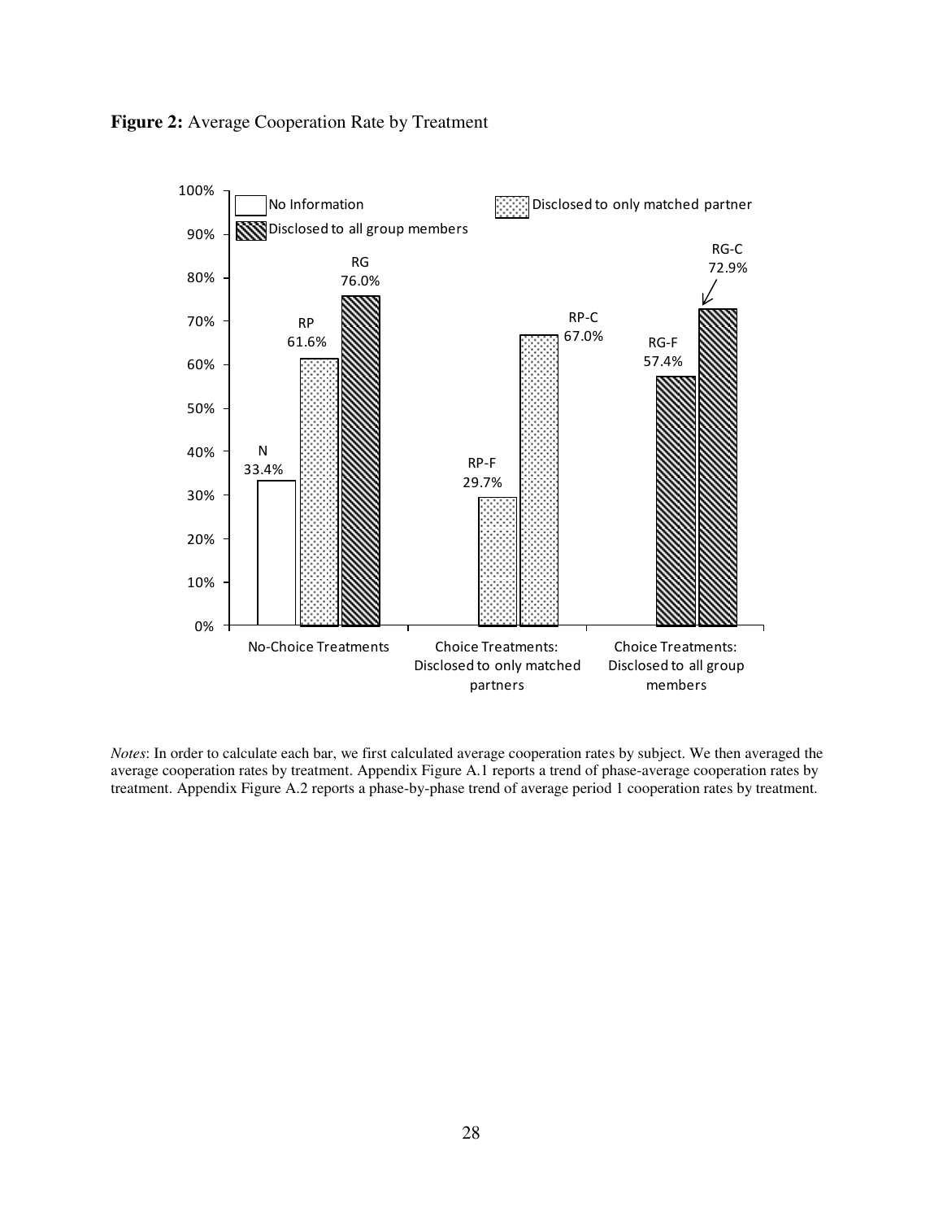**Figure 2:** Average Cooperation Rate by Treatment

| Treatment group | Treatment | Average cooperation rate |
|---|---|---|
| No-Choice Treatments | N (No Information) | 33.4% |
| No-Choice Treatments | RP (Disclosed to only matched partner) | 61.6% |
| No-Choice Treatments | RG (Disclosed to all group members) | 76.0% |
| Choice Treatments: Disclosed to only matched partners | RP-F | 29.7% |
| Choice Treatments: Disclosed to only matched partners | RP-C | 67.0% |
| Choice Treatments: Disclosed to all group members | RG-F | 57.4% |
| Choice Treatments: Disclosed to all group members | RG-C | 72.9% |

*Notes*: In order to calculate each bar, we first calculated average cooperation rates by subject. We then averaged the average cooperation rates by treatment. Appendix Figure A.1 reports a trend of phase-average cooperation rates by treatment. Appendix Figure A.2 reports a phase-by-phase trend of average period 1 cooperation rates by treatment.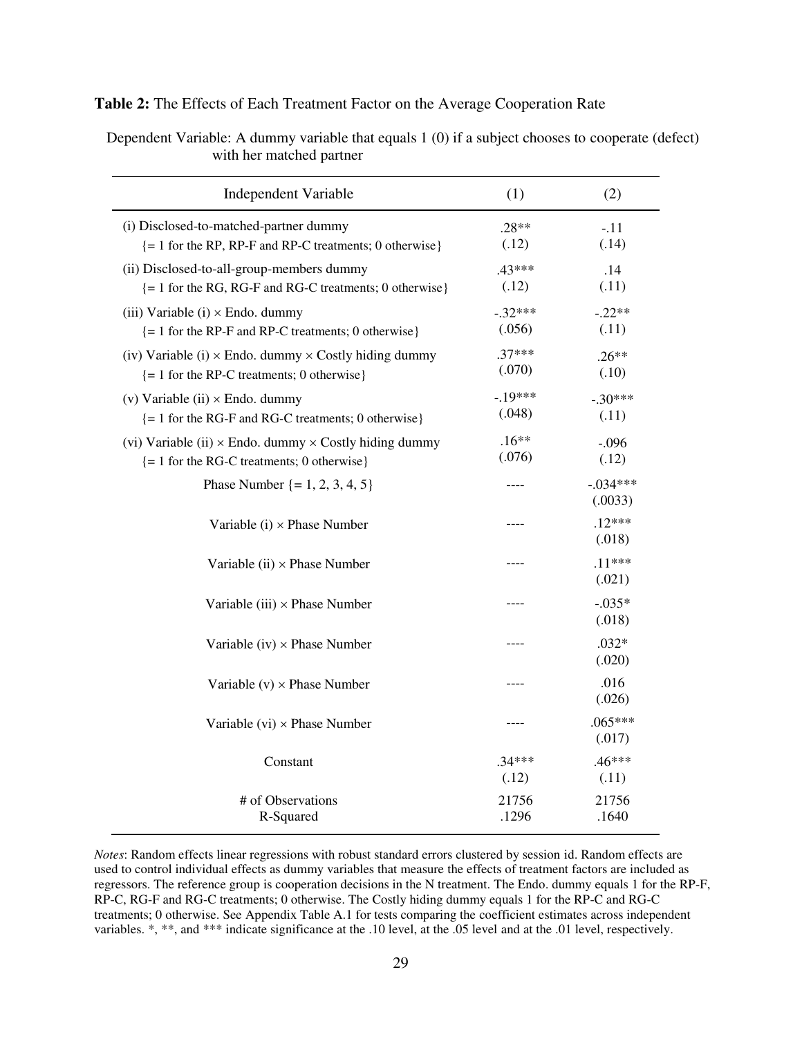**Table 2:** The Effects of Each Treatment Factor on the Average Cooperation Rate

Dependent Variable: A dummy variable that equals 1 (0) if a subject chooses to cooperate (defect) with her matched partner

| Independent Variable | (1) | (2) |
|---|---|---|
| (i) Disclosed-to-matched-partner dummy {= 1 for the RP, RP-F and RP-C treatments; 0 otherwise} | .28** (.12) | -.11 (.14) |
| (ii) Disclosed-to-all-group-members dummy {= 1 for the RG, RG-F and RG-C treatments; 0 otherwise} | .43*** (.12) | .14 (.11) |
| (iii) Variable (i) × Endo. dummy {= 1 for the RP-F and RP-C treatments; 0 otherwise} | -.32*** (.056) | -.22** (.11) |
| (iv) Variable (i) × Endo. dummy × Costly hiding dummy {= 1 for the RP-C treatments; 0 otherwise} | .37*** (.070) | .26** (.10) |
| (v) Variable (ii) × Endo. dummy {= 1 for the RG-F and RG-C treatments; 0 otherwise} | -.19*** (.048) | -.30*** (.11) |
| (vi) Variable (ii) × Endo. dummy × Costly hiding dummy {= 1 for the RG-C treatments; 0 otherwise} | .16** (.076) | -.096 (.12) |
| Phase Number {= 1, 2, 3, 4, 5} | ---- | -.034*** (.0033) |
| Variable (i) × Phase Number | ---- | .12*** (.018) |
| Variable (ii) × Phase Number | ---- | .11*** (.021) |
| Variable (iii) × Phase Number | ---- | -.035* (.018) |
| Variable (iv) × Phase Number | ---- | .032* (.020) |
| Variable (v) × Phase Number | ---- | .016 (.026) |
| Variable (vi) × Phase Number | ---- | .065*** (.017) |
| Constant | .34*** (.12) | .46*** (.11) |
| # of Observations | 21756 | 21756 |
| R-Squared | .1296 | .1640 |

*Notes*: Random effects linear regressions with robust standard errors clustered by session id. Random effects are used to control individual effects as dummy variables that measure the effects of treatment factors are included as regressors. The reference group is cooperation decisions in the N treatment. The Endo. dummy equals 1 for the RP-F, RP-C, RG-F and RG-C treatments; 0 otherwise. The Costly hiding dummy equals 1 for the RP-C and RG-C treatments; 0 otherwise. See Appendix Table A.1 for tests comparing the coefficient estimates across independent variables. *, **, and *** indicate significance at the .10 level, at the .05 level and at the .01 level, respectively.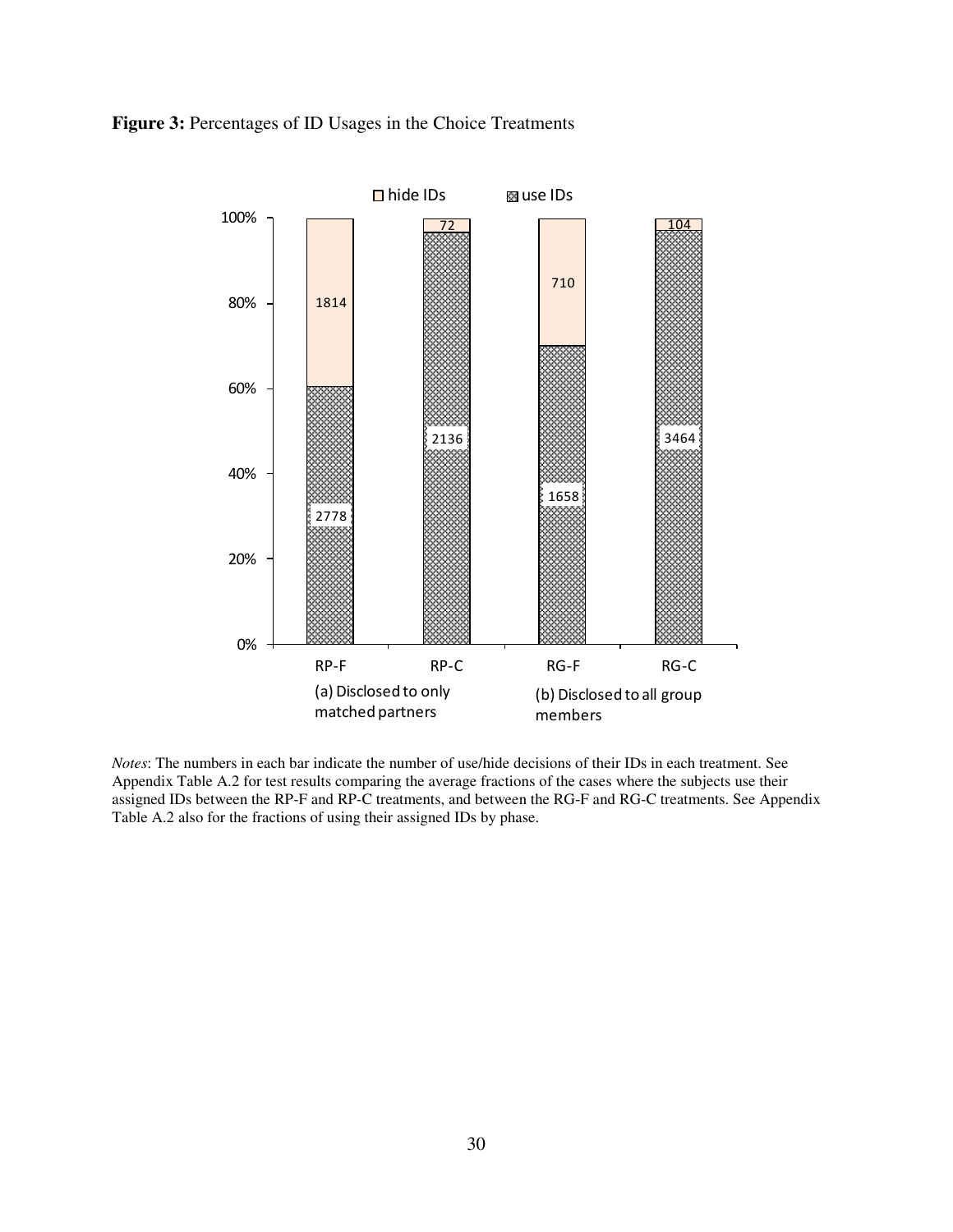**Figure 3:** Percentages of ID Usages in the Choice Treatments

*Notes*: The numbers in each bar indicate the number of use/hide decisions of their IDs in each treatment. See Appendix Table A.2 for test results comparing the average fractions of the cases where the subjects use their assigned IDs between the RP-F and RP-C treatments, and between the RG-F and RG-C treatments. See Appendix Table A.2 also for the fractions of using their assigned IDs by phase.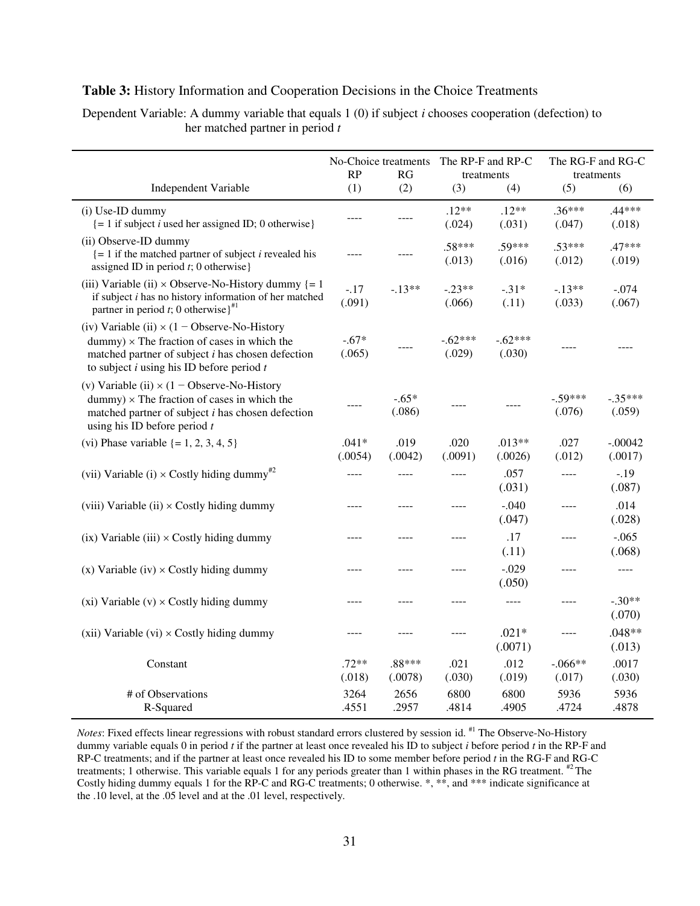**Table 3:** History Information and Cooperation Decisions in the Choice Treatments

Dependent Variable: A dummy variable that equals 1 (0) if subject *i* chooses cooperation (defection) to her matched partner in period *t*

| Independent Variable | No-Choice treatments RP (1) | RG (2) | The RP-F and RP-C treatments (3) | (4) | The RG-F and RG-C treatments (5) | (6) |
|---|---|---|---|---|---|---|
| (i) Use-ID dummy {= 1 if subject *i* used her assigned ID; 0 otherwise} | ---- | ---- | .12** (.024) | .12** (.031) | .36*** (.047) | .44*** (.018) |
| (ii) Observe-ID dummy {= 1 if the matched partner of subject *i* revealed his assigned ID in period *t*; 0 otherwise} | ---- | ---- | .58*** (.013) | .59*** (.016) | .53*** (.012) | .47*** (.019) |
| (iii) Variable (ii) × Observe-No-History dummy {= 1 if subject *i* has no history information of her matched partner in period *t*; 0 otherwise}[#1] | -.17 (.091) | -.13** | -.23** (.066) | -.31* (.11) | -.13** (.033) | -.074 (.067) |
| (iv) Variable (ii) × (1 − Observe-No-History dummy) × The fraction of cases in which the matched partner of subject *i* has chosen defection to subject *i* using his ID before period *t* | -.67* (.065) | ---- | -.62*** (.029) | -.62*** (.030) | ---- | ---- |
| (v) Variable (ii) × (1 − Observe-No-History dummy) × The fraction of cases in which the matched partner of subject *i* has chosen defection using his ID before period *t* | ---- | -.65* (.086) | ---- | ---- | -.59*** (.076) | -.35*** (.059) |
| (vi) Phase variable {= 1, 2, 3, 4, 5} | .041* (.0054) | .019 (.0042) | .020 (.0091) | .013** (.0026) | .027 (.012) | -.00042 (.0017) |
| (vii) Variable (i) × Costly hiding dummy[#2] | ---- | ---- | ---- | .057 (.031) | ---- | -.19 (.087) |
| (viii) Variable (ii) × Costly hiding dummy | ---- | ---- | ---- | -.040 (.047) | ---- | .014 (.028) |
| (ix) Variable (iii) × Costly hiding dummy | ---- | ---- | ---- | .17 (.11) | ---- | -.065 (.068) |
| (x) Variable (iv) × Costly hiding dummy | ---- | ---- | ---- | -.029 (.050) | ---- | ---- |
| (xi) Variable (v) × Costly hiding dummy | ---- | ---- | ---- | ---- | ---- | -.30** (.070) |
| (xii) Variable (vi) × Costly hiding dummy | ---- | ---- | ---- | .021* (.0071) | ---- | .048** (.013) |
| Constant | .72** (.018) | .88*** (.0078) | .021 (.030) | .012 (.019) | -.066** (.017) | .0017 (.030) |
| # of Observations | 3264 | 2656 | 6800 | 6800 | 5936 | 5936 |
| R-Squared | .4551 | .2957 | .4814 | .4905 | .4724 | .4878 |

*Notes*: Fixed effects linear regressions with robust standard errors clustered by session id. [#1] The Observe-No-History dummy variable equals 0 in period *t* if the partner at least once revealed his ID to subject *i* before period *t* in the RP-F and RP-C treatments; and if the partner at least once revealed his ID to some member before period *t* in the RG-F and RG-C treatments; 1 otherwise. This variable equals 1 for any periods greater than 1 within phases in the RG treatment. [#2] The Costly hiding dummy equals 1 for the RP-C and RG-C treatments; 0 otherwise. *, **, and *** indicate significance at the .10 level, at the .05 level and at the .01 level, respectively.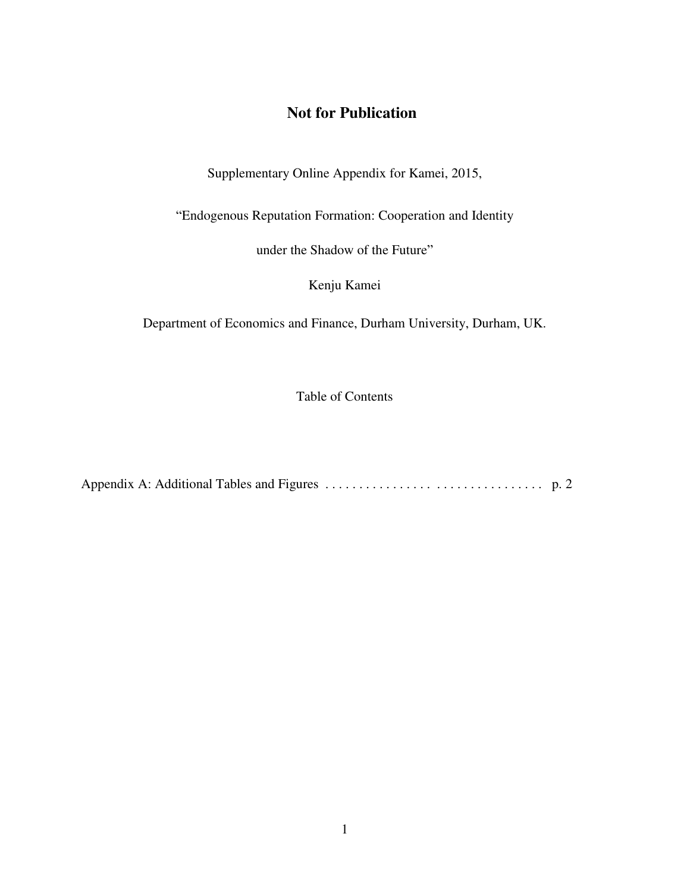# Not for Publication

Supplementary Online Appendix for Kamei, 2015,

"Endogenous Reputation Formation: Cooperation and Identity

under the Shadow of the Future"

Kenju Kamei

Department of Economics and Finance, Durham University, Durham, UK.

Table of Contents

Appendix A: Additional Tables and Figures . . . . . . . . . . . . . . . . . . . . . . . . . . . . . . . . p. 2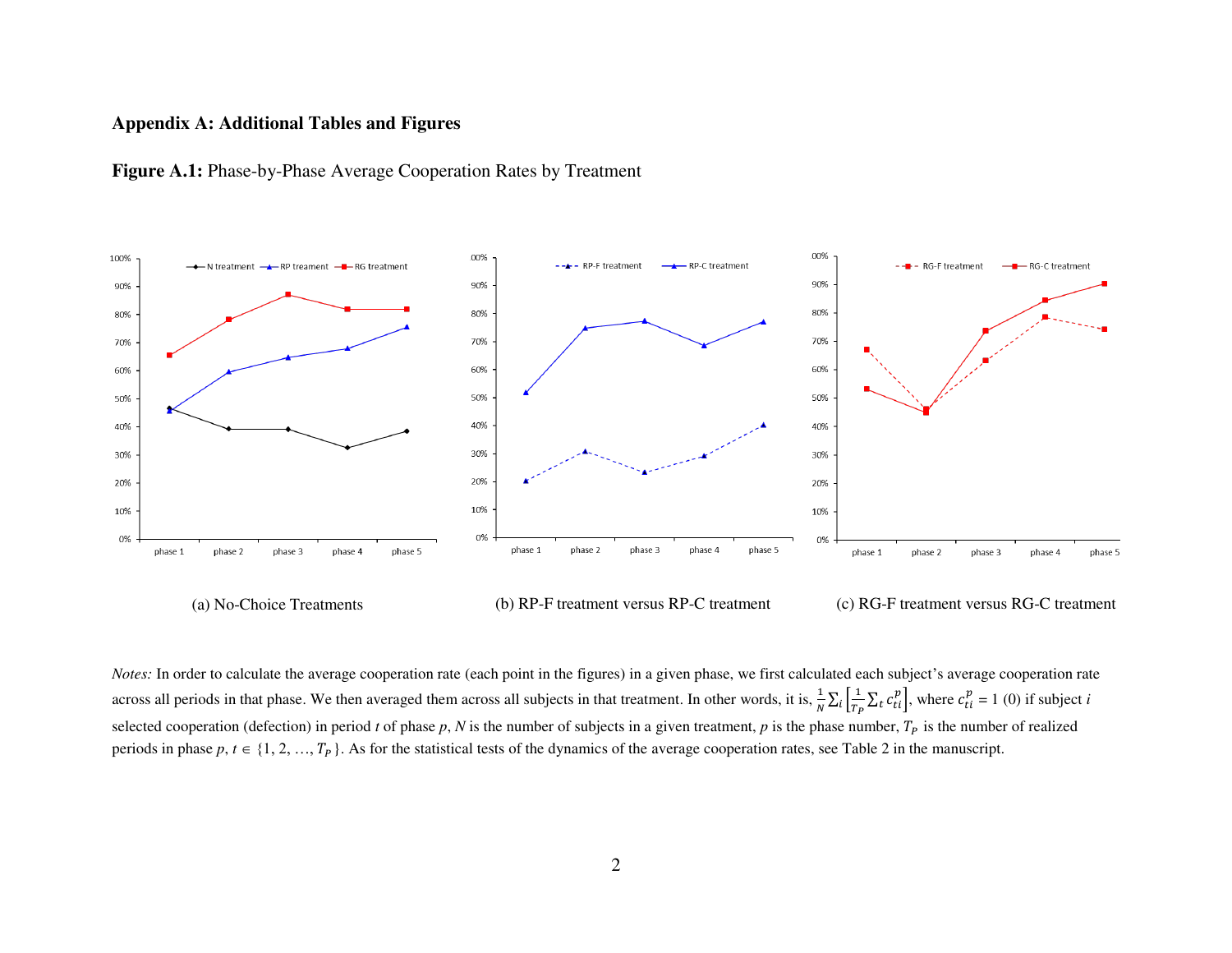## Appendix A: Additional Tables and Figures

**Figure A.1:** Phase-by-Phase Average Cooperation Rates by Treatment

(a) No-Choice Treatments

(b) RP-F treatment versus RP-C treatment

(c) RG-F treatment versus RG-C treatment

*Notes:* In order to calculate the average cooperation rate (each point in the figures) in a given phase, we first calculated each subject's average cooperation rate across all periods in that phase. We then averaged them across all subjects in that treatment. In other words, it is, $\frac{1}{N}\sum_i\left[\frac{1}{T_P}\sum_t c_{ti}^p\right]$, where $c_{ti}^p$ = 1 (0) if subject *i* selected cooperation (defection) in period *t* of phase *p*, *N* is the number of subjects in a given treatment, *p* is the phase number, $T_P$ is the number of realized periods in phase *p*, $t \in \{1, 2, \ldots, T_P\}$. As for the statistical tests of the dynamics of the average cooperation rates, see Table 2 in the manuscript.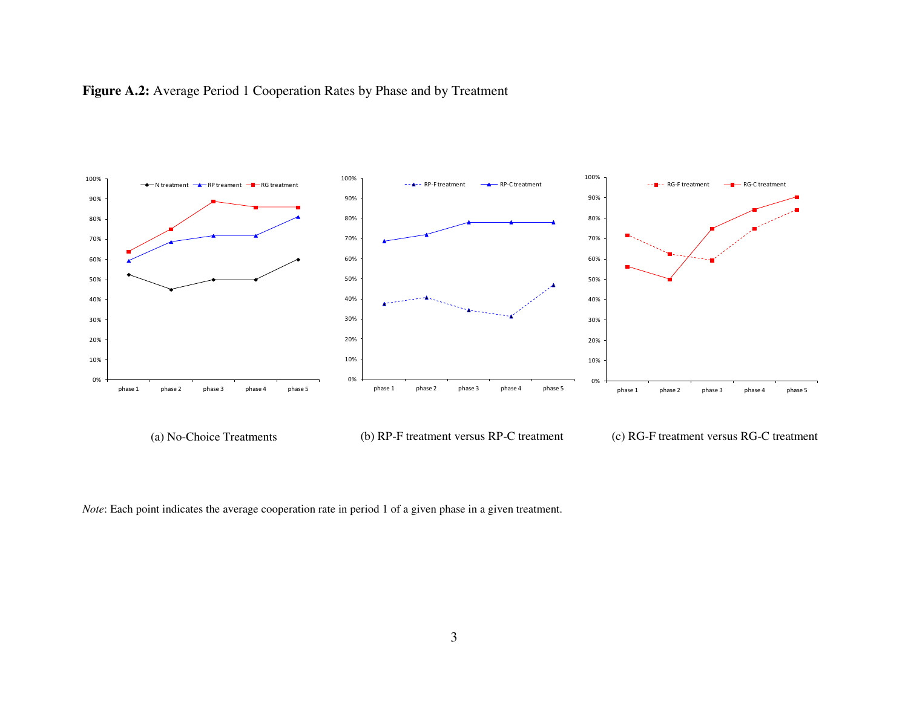**Figure A.2:** Average Period 1 Cooperation Rates by Phase and by Treatment

(a) No-Choice Treatments

(b) RP-F treatment versus RP-C treatment

(c) RG-F treatment versus RG-C treatment

*Note*: Each point indicates the average cooperation rate in period 1 of a given phase in a given treatment.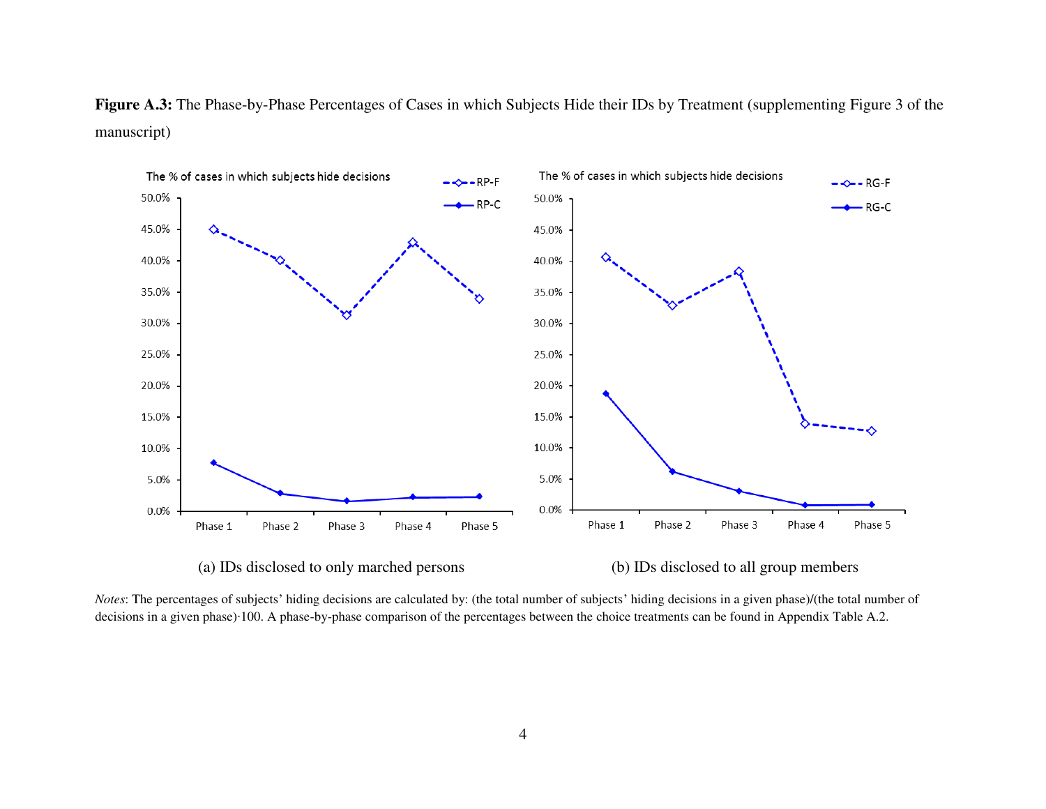**Figure A.3:** The Phase-by-Phase Percentages of Cases in which Subjects Hide their IDs by Treatment (supplementing Figure 3 of the manuscript)

(a) IDs disclosed to only marched persons

(b) IDs disclosed to all group members

*Notes*: The percentages of subjects' hiding decisions are calculated by: (the total number of subjects' hiding decisions in a given phase)/(the total number of decisions in a given phase)·100. A phase-by-phase comparison of the percentages between the choice treatments can be found in Appendix Table A.2.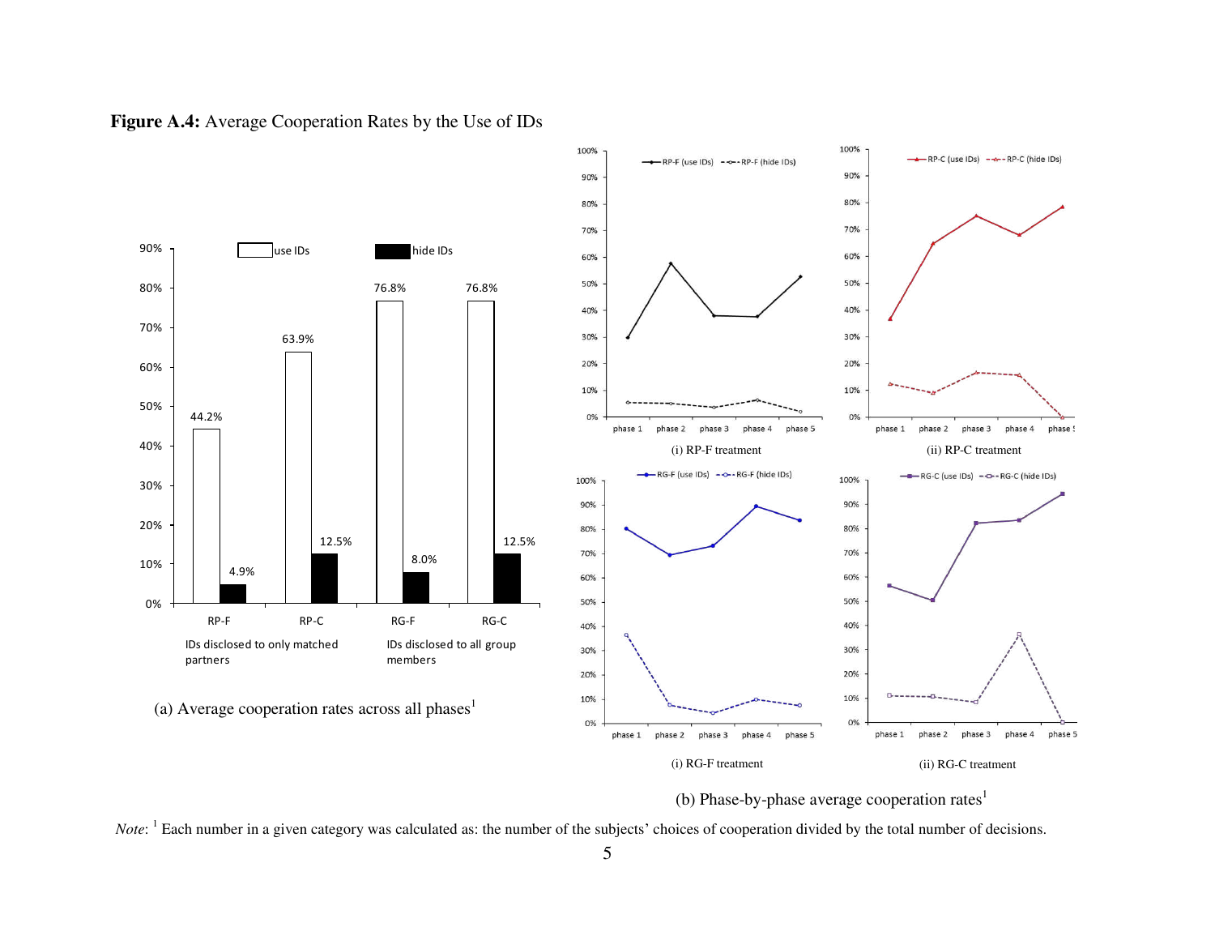**Figure A.4:** Average Cooperation Rates by the Use of IDs

(a) Average cooperation rates across all phases[1]

(i) RP-F treatment

(ii) RP-C treatment

(i) RG-F treatment

(ii) RG-C treatment

(b) Phase-by-phase average cooperation rates[1]

*Note*: [1] Each number in a given category was calculated as: the number of the subjects' choices of cooperation divided by the total number of decisions.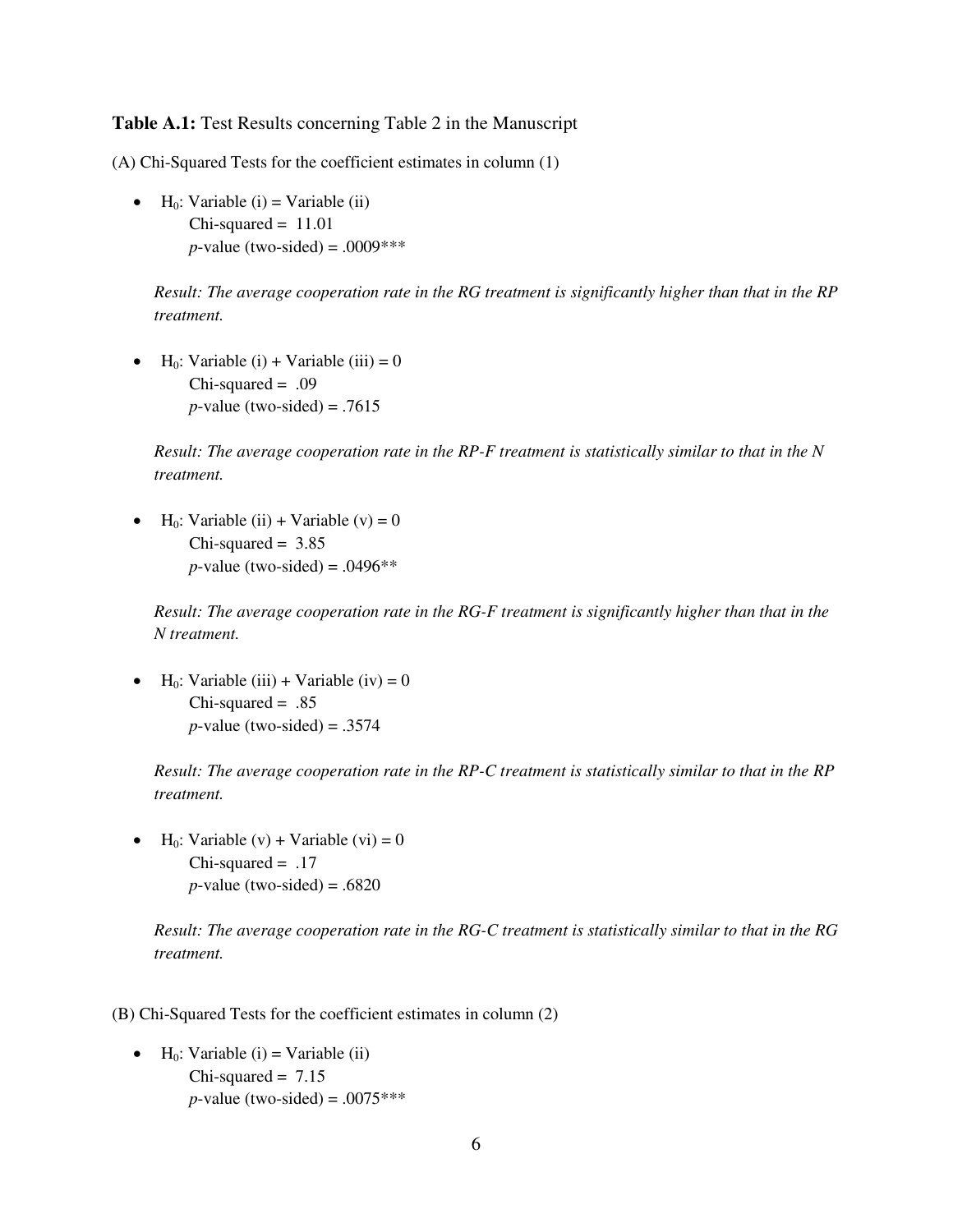**Table A.1:** Test Results concerning Table 2 in the Manuscript

(A) Chi-Squared Tests for the coefficient estimates in column (1)

- $H_0$: Variable (i) = Variable (ii)
  Chi-squared = 11.01
  *p*-value (two-sided) = .0009***

  *Result: The average cooperation rate in the RG treatment is significantly higher than that in the RP treatment.*

- $H_0$: Variable (i) + Variable (iii) = 0
  Chi-squared = .09
  *p*-value (two-sided) = .7615

  *Result: The average cooperation rate in the RP-F treatment is statistically similar to that in the N treatment.*

- $H_0$: Variable (ii) + Variable (v) = 0
  Chi-squared = 3.85
  *p*-value (two-sided) = .0496**

  *Result: The average cooperation rate in the RG-F treatment is significantly higher than that in the N treatment.*

- $H_0$: Variable (iii) + Variable (iv) = 0
  Chi-squared = .85
  *p*-value (two-sided) = .3574

  *Result: The average cooperation rate in the RP-C treatment is statistically similar to that in the RP treatment.*

- $H_0$: Variable (v) + Variable (vi) = 0
  Chi-squared = .17
  *p*-value (two-sided) = .6820

  *Result: The average cooperation rate in the RG-C treatment is statistically similar to that in the RG treatment.*

(B) Chi-Squared Tests for the coefficient estimates in column (2)

- $H_0$: Variable (i) = Variable (ii)
  Chi-squared = 7.15
  *p*-value (two-sided) = .0075***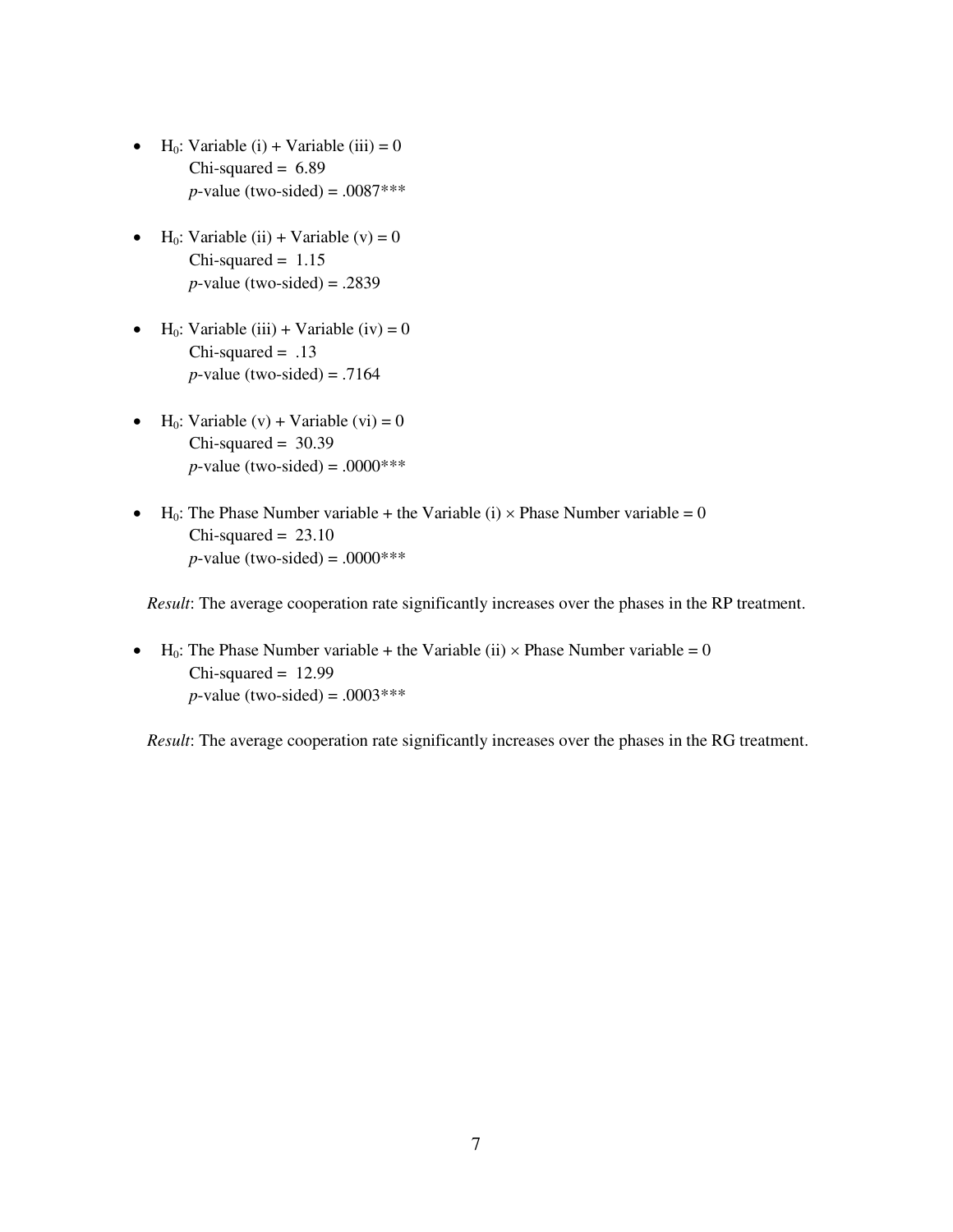- $H_0$: Variable (i) + Variable (iii) = 0
  Chi-squared = 6.89
  *p*-value (two-sided) = .0087***

- $H_0$: Variable (ii) + Variable (v) = 0
  Chi-squared = 1.15
  *p*-value (two-sided) = .2839

- $H_0$: Variable (iii) + Variable (iv) = 0
  Chi-squared = .13
  *p*-value (two-sided) = .7164

- $H_0$: Variable (v) + Variable (vi) = 0
  Chi-squared = 30.39
  *p*-value (two-sided) = .0000***

- $H_0$: The Phase Number variable + the Variable (i) × Phase Number variable = 0
  Chi-squared = 23.10
  *p*-value (two-sided) = .0000***

  *Result*: The average cooperation rate significantly increases over the phases in the RP treatment.

- $H_0$: The Phase Number variable + the Variable (ii) × Phase Number variable = 0
  Chi-squared = 12.99
  *p*-value (two-sided) = .0003***

  *Result*: The average cooperation rate significantly increases over the phases in the RG treatment.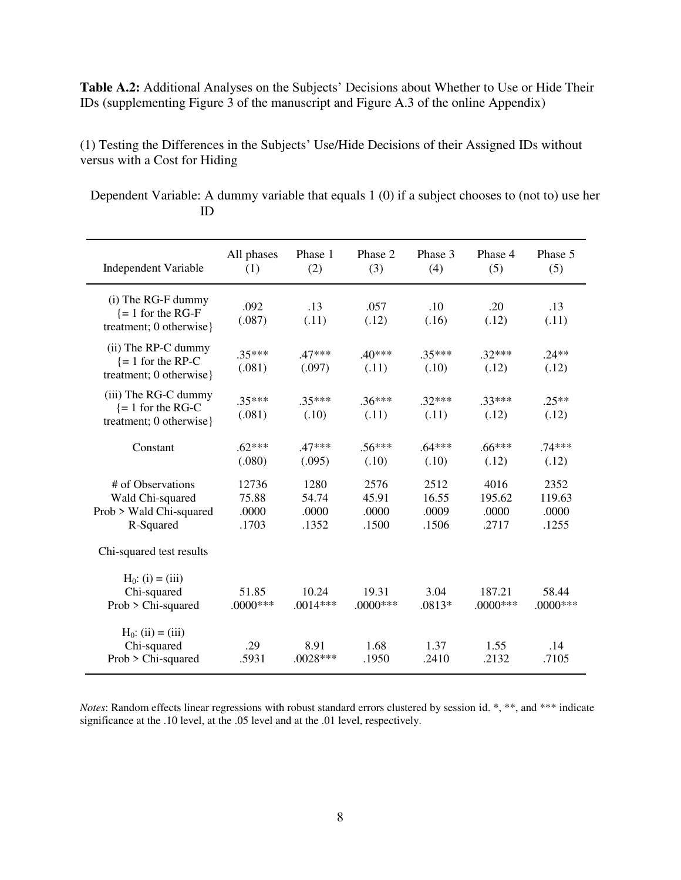**Table A.2:** Additional Analyses on the Subjects' Decisions about Whether to Use or Hide Their IDs (supplementing Figure 3 of the manuscript and Figure A.3 of the online Appendix)

(1) Testing the Differences in the Subjects' Use/Hide Decisions of their Assigned IDs without versus with a Cost for Hiding

Dependent Variable: A dummy variable that equals 1 (0) if a subject chooses to (not to) use her ID

| Independent Variable | All phases (1) | Phase 1 (2) | Phase 2 (3) | Phase 3 (4) | Phase 4 (5) | Phase 5 (5) |
|---|---|---|---|---|---|---|
| (i) The RG-F dummy {= 1 for the RG-F treatment; 0 otherwise} | .092 (.087) | .13 (.11) | .057 (.12) | .10 (.16) | .20 (.12) | .13 (.11) |
| (ii) The RP-C dummy {= 1 for the RP-C treatment; 0 otherwise} | .35*** (.081) | .47*** (.097) | .40*** (.11) | .35*** (.10) | .32*** (.12) | .24** (.12) |
| (iii) The RG-C dummy {= 1 for the RG-C treatment; 0 otherwise} | .35*** (.081) | .35*** (.10) | .36*** (.11) | .32*** (.11) | .33*** (.12) | .25** (.12) |
| Constant | .62*** (.080) | .47*** (.095) | .56*** (.10) | .64*** (.10) | .66*** (.12) | .74*** (.12) |
| # of Observations | 12736 | 1280 | 2576 | 2512 | 4016 | 2352 |
| Wald Chi-squared | 75.88 | 54.74 | 45.91 | 16.55 | 195.62 | 119.63 |
| Prob > Wald Chi-squared | .0000 | .0000 | .0000 | .0009 | .0000 | .0000 |
| R-Squared | .1703 | .1352 | .1500 | .1506 | .2717 | .1255 |
| Chi-squared test results | | | | | | |
| $H_0$: (i) = (iii) | | | | | | |
| Chi-squared | 51.85 | 10.24 | 19.31 | 3.04 | 187.21 | 58.44 |
| Prob > Chi-squared | .0000*** | .0014*** | .0000*** | .0813* | .0000*** | .0000*** |
| $H_0$: (ii) = (iii) | | | | | | |
| Chi-squared | .29 | 8.91 | 1.68 | 1.37 | 1.55 | .14 |
| Prob > Chi-squared | .5931 | .0028*** | .1950 | .2410 | .2132 | .7105 |

*Notes*: Random effects linear regressions with robust standard errors clustered by session id. *, **, and *** indicate significance at the .10 level, at the .05 level and at the .01 level, respectively.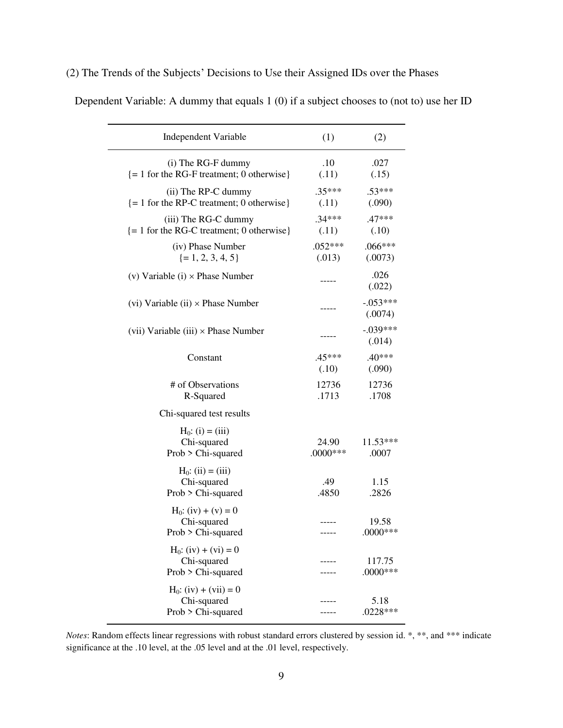(2) The Trends of the Subjects' Decisions to Use their Assigned IDs over the Phases

Dependent Variable: A dummy that equals 1 (0) if a subject chooses to (not to) use her ID

| Independent Variable | (1) | (2) |
|---|---|---|
| (i) The RG-F dummy {= 1 for the RG-F treatment; 0 otherwise} | .10 (.11) | .027 (.15) |
| (ii) The RP-C dummy {= 1 for the RP-C treatment; 0 otherwise} | .35*** (.11) | .53*** (.090) |
| (iii) The RG-C dummy {= 1 for the RG-C treatment; 0 otherwise} | .34*** (.11) | .47*** (.10) |
| (iv) Phase Number {= 1, 2, 3, 4, 5} | .052*** (.013) | .066*** (.0073) |
| (v) Variable (i) × Phase Number | ----- | .026 (.022) |
| (vi) Variable (ii) × Phase Number | ----- | -.053*** (.0074) |
| (vii) Variable (iii) × Phase Number | ----- | -.039*** (.014) |
| Constant | .45*** (.10) | .40*** (.090) |
| # of Observations | 12736 | 12736 |
| R-Squared | .1713 | .1708 |
| Chi-squared test results | | |
| $H_0$: (i) = (iii) | | |
| Chi-squared | 24.90 | 11.53*** |
| Prob > Chi-squared | .0000*** | .0007 |
| $H_0$: (ii) = (iii) | | |
| Chi-squared | .49 | 1.15 |
| Prob > Chi-squared | .4850 | .2826 |
| $H_0$: (iv) + (v) = 0 | | |
| Chi-squared | ----- | 19.58 |
| Prob > Chi-squared | ----- | .0000*** |
| $H_0$: (iv) + (vi) = 0 | | |
| Chi-squared | ----- | 117.75 |
| Prob > Chi-squared | ----- | .0000*** |
| $H_0$: (iv) + (vii) = 0 | | |
| Chi-squared | ----- | 5.18 |
| Prob > Chi-squared | ----- | .0228*** |

*Notes*: Random effects linear regressions with robust standard errors clustered by session id. *, **, and *** indicate significance at the .10 level, at the .05 level and at the .01 level, respectively.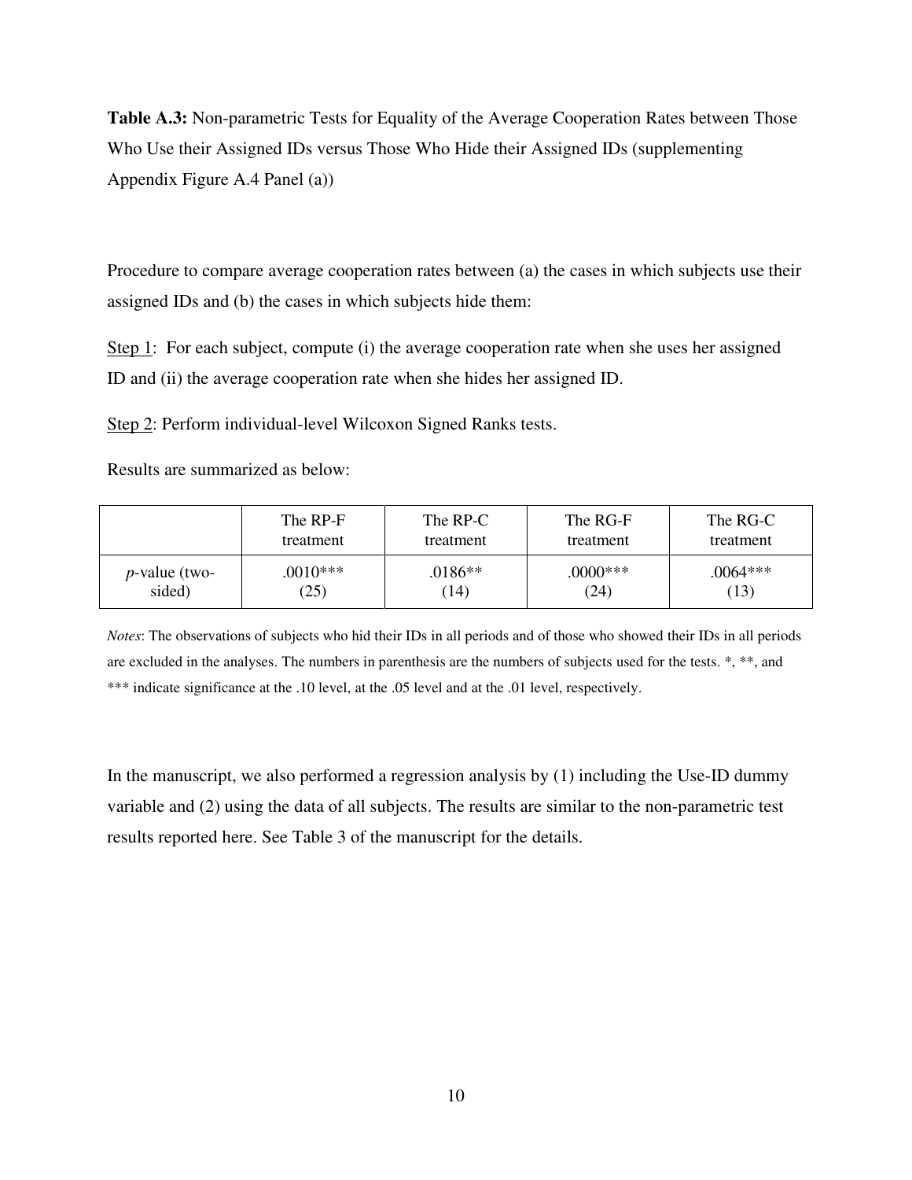**Table A.3:** Non-parametric Tests for Equality of the Average Cooperation Rates between Those Who Use their Assigned IDs versus Those Who Hide their Assigned IDs (supplementing Appendix Figure A.4 Panel (a))

Procedure to compare average cooperation rates between (a) the cases in which subjects use their assigned IDs and (b) the cases in which subjects hide them:

Step 1: For each subject, compute (i) the average cooperation rate when she uses her assigned ID and (ii) the average cooperation rate when she hides her assigned ID.

Step 2: Perform individual-level Wilcoxon Signed Ranks tests.

Results are summarized as below:

| | The RP-F treatment | The RP-C treatment | The RG-F treatment | The RG-C treatment |
|---|---|---|---|---|
| *p*-value (two-sided) | .0010*** (25) | .0186** (14) | .0000*** (24) | .0064*** (13) |

*Notes*: The observations of subjects who hid their IDs in all periods and of those who showed their IDs in all periods are excluded in the analyses. The numbers in parenthesis are the numbers of subjects used for the tests. *, **, and *** indicate significance at the .10 level, at the .05 level and at the .01 level, respectively.

In the manuscript, we also performed a regression analysis by (1) including the Use-ID dummy variable and (2) using the data of all subjects. The results are similar to the non-parametric test results reported here. See Table 3 of the manuscript for the details.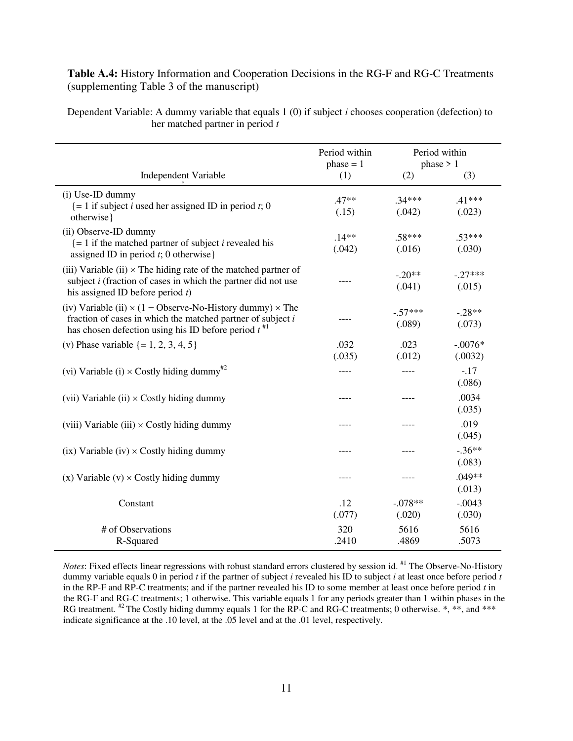**Table A.4:** History Information and Cooperation Decisions in the RG-F and RG-C Treatments (supplementing Table 3 of the manuscript)

Dependent Variable: A dummy variable that equals 1 (0) if subject *i* chooses cooperation (defection) to her matched partner in period *t*

| Independent Variable | Period within phase = 1 (1) | Period within phase > 1 (2) | (3) |
|---|---|---|---|
| (i) Use-ID dummy {= 1 if subject *i* used her assigned ID in period *t*; 0 otherwise} | .47** (.15) | .34*** (.042) | .41*** (.023) |
| (ii) Observe-ID dummy {= 1 if the matched partner of subject *i* revealed his assigned ID in period *t*; 0 otherwise} | .14** (.042) | .58*** (.016) | .53*** (.030) |
| (iii) Variable (ii) × The hiding rate of the matched partner of subject *i* (fraction of cases in which the partner did not use his assigned ID before period *t*) | ---- | -.20** (.041) | -.27*** (.015) |
| (iv) Variable (ii) × (1 − Observe-No-History dummy) × The fraction of cases in which the matched partner of subject *i* has chosen defection using his ID before period *t* [#1] | ---- | -.57*** (.089) | -.28** (.073) |
| (v) Phase variable {= 1, 2, 3, 4, 5} | .032 (.035) | .023 (.012) | -.0076* (.0032) |
| (vi) Variable (i) × Costly hiding dummy[#2] | ---- | ---- | -.17 (.086) |
| (vii) Variable (ii) × Costly hiding dummy | ---- | ---- | .0034 (.035) |
| (viii) Variable (iii) × Costly hiding dummy | ---- | ---- | .019 (.045) |
| (ix) Variable (iv) × Costly hiding dummy | ---- | ---- | -.36** (.083) |
| (x) Variable (v) × Costly hiding dummy | ---- | ---- | .049** (.013) |
| Constant | .12 (.077) | -.078** (.020) | -.0043 (.030) |
| # of Observations | 320 | 5616 | 5616 |
| R-Squared | .2410 | .4869 | .5073 |

*Notes*: Fixed effects linear regressions with robust standard errors clustered by session id. [#1] The Observe-No-History dummy variable equals 0 in period *t* if the partner of subject *i* revealed his ID to subject *i* at least once before period *t* in the RP-F and RP-C treatments; and if the partner revealed his ID to some member at least once before period *t* in the RG-F and RG-C treatments; 1 otherwise. This variable equals 1 for any periods greater than 1 within phases in the RG treatment. [#2] The Costly hiding dummy equals 1 for the RP-C and RG-C treatments; 0 otherwise. *, **, and *** indicate significance at the .10 level, at the .05 level and at the .01 level, respectively.